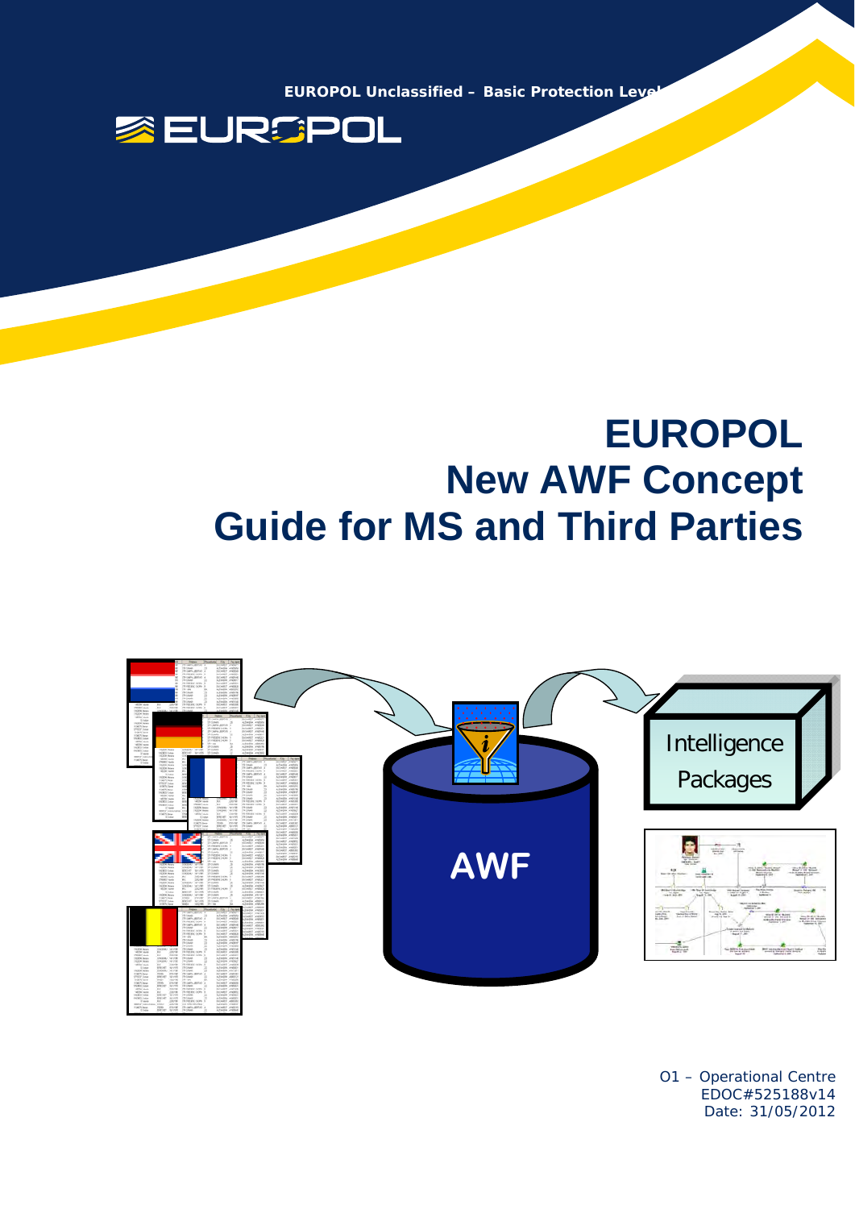EUROPOL Unclassified – Basic Protection Level

EUROPOL

# EUROPOL
# New AWF Concept
# Guide for MS and Third Parties

Intelligence Packages

AWF

O1 – Operational Centre
EDOC#525188v14
Date: 31/05/2012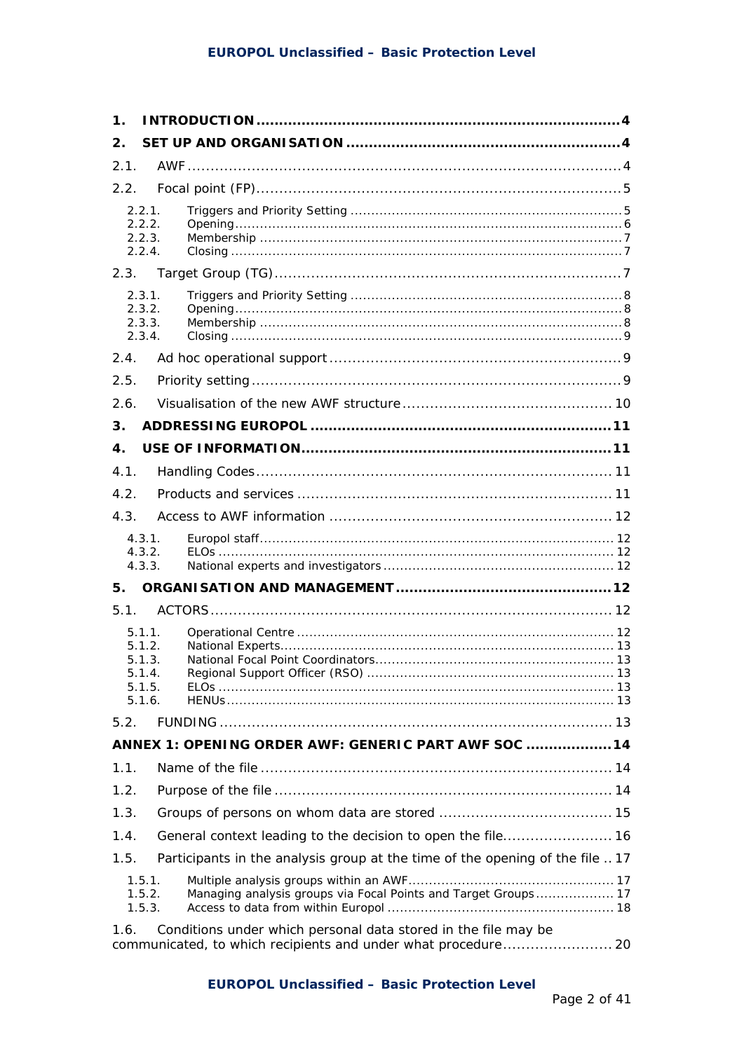1. **INTRODUCTION** ........ 4
2. **SET UP AND ORGANISATION** ........ 4

2.1. AWF ........ 4

2.2. Focal point (FP) ........ 5

- 2.2.1. Triggers and Priority Setting ........ 5
- 2.2.2. Opening ........ 6
- 2.2.3. Membership ........ 7
- 2.2.4. Closing ........ 7

2.3. Target Group (TG) ........ 7

- 2.3.1. Triggers and Priority Setting ........ 8
- 2.3.2. Opening ........ 8
- 2.3.3. Membership ........ 8
- 2.3.4. Closing ........ 9

2.4. Ad hoc operational support ........ 9

2.5. Priority setting ........ 9

2.6. Visualisation of the new AWF structure ........ 10

3. **ADDRESSING EUROPOL** ........ 11
4. **USE OF INFORMATION** ........ 11

4.1. Handling Codes ........ 11

4.2. Products and services ........ 11

4.3. Access to AWF information ........ 12

- 4.3.1. Europol staff ........ 12
- 4.3.2. ELOs ........ 12
- 4.3.3. National experts and investigators ........ 12

5. **ORGANISATION AND MANAGEMENT** ........ 12

5.1. ACTORS ........ 12

- 5.1.1. Operational Centre ........ 12
- 5.1.2. National Experts ........ 13
- 5.1.3. National Focal Point Coordinators ........ 13
- 5.1.4. Regional Support Officer (RSO) ........ 13
- 5.1.5. ELOs ........ 13
- 5.1.6. HENUs ........ 13

5.2. FUNDING ........ 13

**ANNEX 1: OPENING ORDER AWF: GENERIC PART AWF SOC** ........ 14

1.1. Name of the file ........ 14

1.2. Purpose of the file ........ 14

1.3. Groups of persons on whom data are stored ........ 15

1.4. General context leading to the decision to open the file ........ 16

1.5. Participants in the analysis group at the time of the opening of the file ........ 17

- 1.5.1. Multiple analysis groups within an AWF ........ 17
- 1.5.2. Managing analysis groups via Focal Points and Target Groups ........ 17
- 1.5.3. Access to data from within Europol ........ 18

1.6. Conditions under which personal data stored in the file may be communicated, to which recipients and under what procedure ........ 20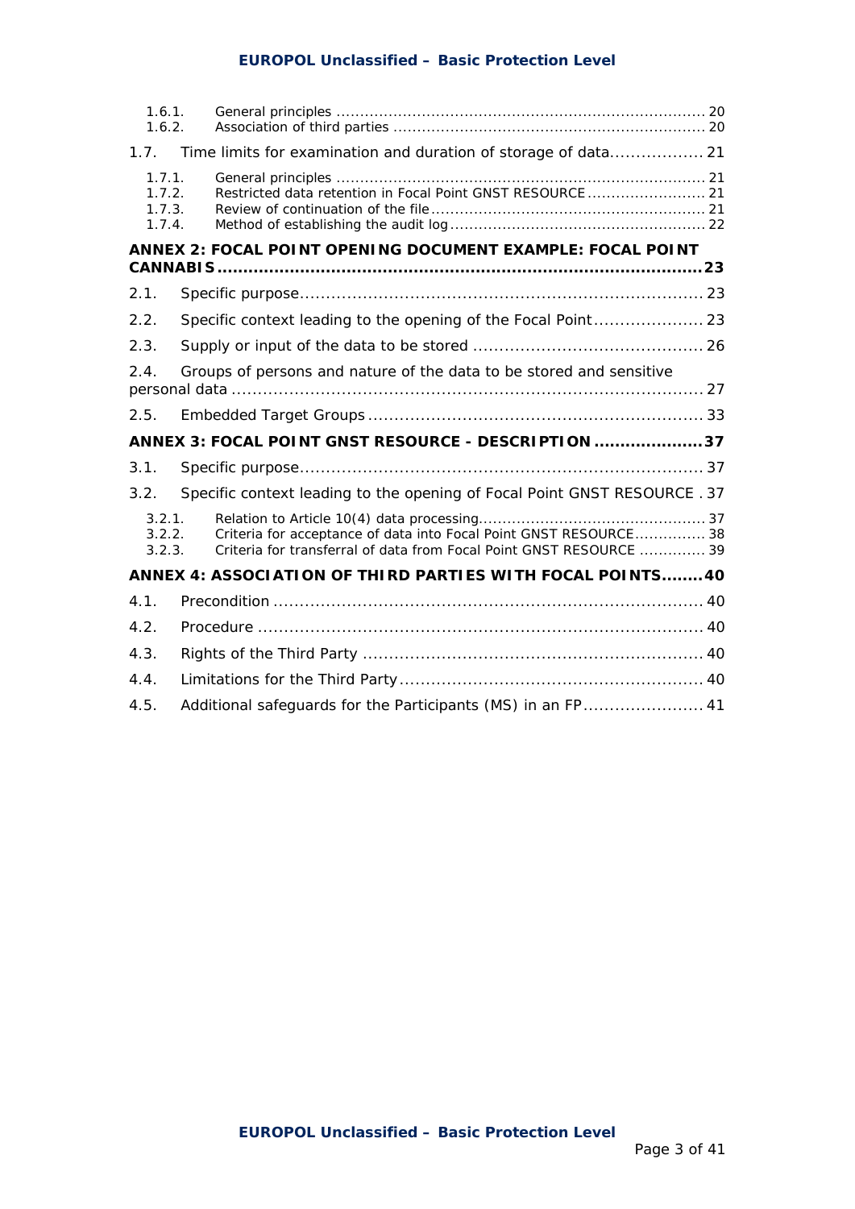1.6.1. General principles ............................................................................ 20
1.6.2. Association of third parties ................................................................. 20

1.7. Time limits for examination and duration of storage of data.................. 21

1.7.1. General principles ............................................................................ 21
1.7.2. Restricted data retention in Focal Point GNST RESOURCE ......................... 21
1.7.3. Review of continuation of the file .......................................................... 21
1.7.4. Method of establishing the audit log ..................................................... 22

**ANNEX 2: FOCAL POINT OPENING DOCUMENT EXAMPLE: FOCAL POINT CANNABIS ........................................................................................ 23**

2.1. Specific purpose............................................................................ 23

2.2. Specific context leading to the opening of the Focal Point..................... 23

2.3. Supply or input of the data to be stored ............................................ 26

2.4. Groups of persons and nature of the data to be stored and sensitive personal data ........................................................................................ 27

2.5. Embedded Target Groups ................................................................ 33

**ANNEX 3: FOCAL POINT GNST RESOURCE - DESCRIPTION ..................... 37**

3.1. Specific purpose............................................................................ 37

3.2. Specific context leading to the opening of Focal Point GNST RESOURCE . 37

3.2.1. Relation to Article 10(4) data processing................................................ 37
3.2.2. Criteria for acceptance of data into Focal Point GNST RESOURCE............... 38
3.2.3. Criteria for transferral of data from Focal Point GNST RESOURCE .............. 39

**ANNEX 4: ASSOCIATION OF THIRD PARTIES WITH FOCAL POINTS........ 40**

4.1. Precondition .................................................................................. 40

4.2. Procedure ..................................................................................... 40

4.3. Rights of the Third Party ................................................................. 40

4.4. Limitations for the Third Party.......................................................... 40

4.5. Additional safeguards for the Participants (MS) in an FP....................... 41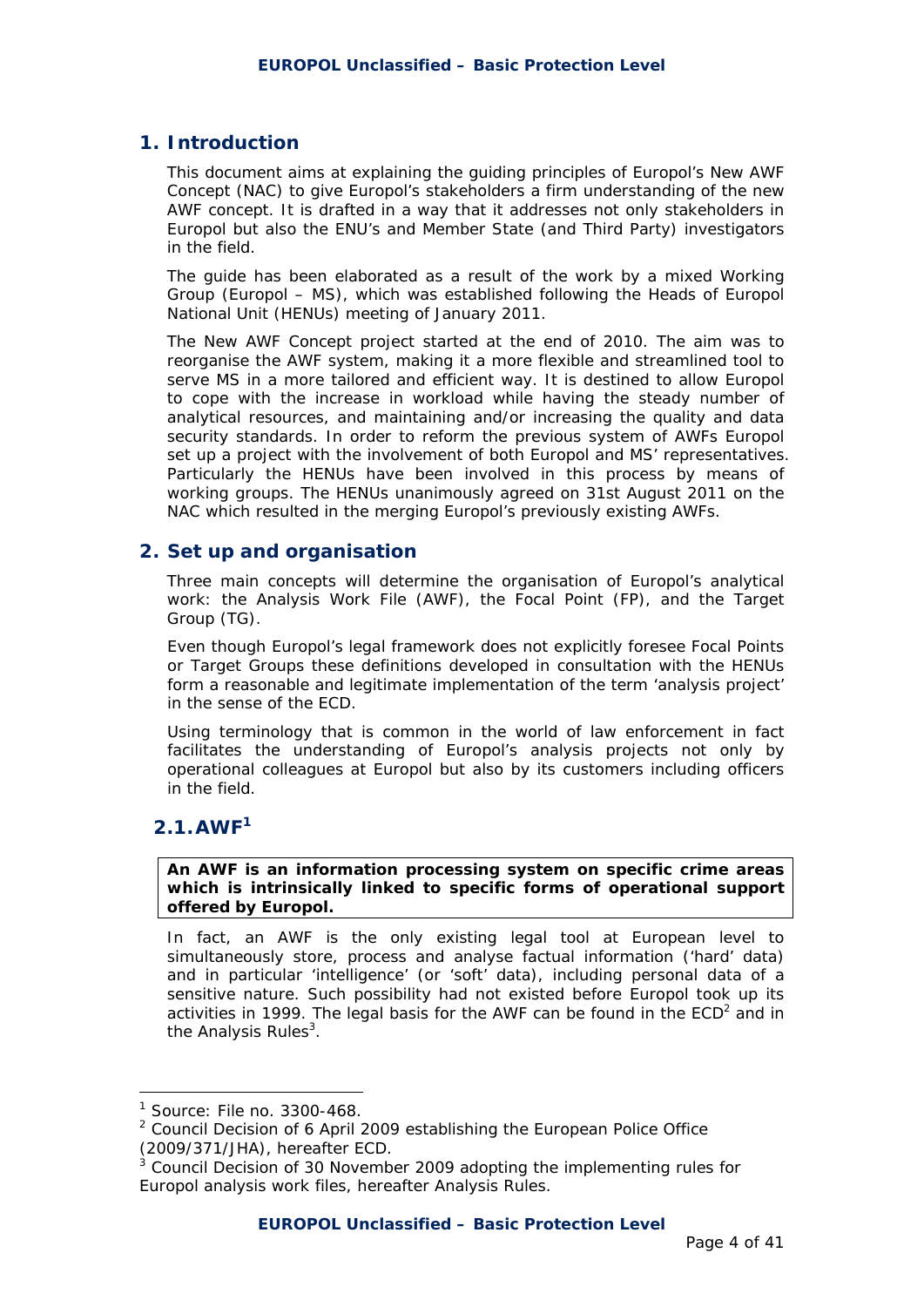## 1. Introduction

This document aims at explaining the guiding principles of Europol's New AWF Concept (NAC) to give Europol's stakeholders a firm understanding of the new AWF concept. It is drafted in a way that it addresses not only stakeholders in Europol but also the ENU's and Member State (and Third Party) investigators in the field.

The guide has been elaborated as a result of the work by a mixed Working Group (Europol – MS), which was established following the Heads of Europol National Unit (HENUs) meeting of January 2011.

The New AWF Concept project started at the end of 2010. The aim was to reorganise the AWF system, making it a more flexible and streamlined tool to serve MS in a more tailored and efficient way. It is destined to allow Europol to cope with the increase in workload while having the steady number of analytical resources, and maintaining and/or increasing the quality and data security standards. In order to reform the previous system of AWFs Europol set up a project with the involvement of both Europol and MS' representatives. Particularly the HENUs have been involved in this process by means of working groups. The HENUs unanimously agreed on 31st August 2011 on the NAC which resulted in the merging Europol's previously existing AWFs.

## 2. Set up and organisation

Three main concepts will determine the organisation of Europol's analytical work: the Analysis Work File (AWF), the Focal Point (FP), and the Target Group (TG).

Even though Europol's legal framework does not explicitly foresee Focal Points or Target Groups these definitions developed in consultation with the HENUs form a reasonable and legitimate implementation of the term 'analysis project' in the sense of the ECD.

Using terminology that is common in the world of law enforcement in fact facilitates the understanding of Europol's analysis projects not only by operational colleagues at Europol but also by its customers including officers in the field.

### 2.1. AWF[1]

**An AWF is an information processing system on specific crime areas which is intrinsically linked to specific forms of operational support offered by Europol.**

In fact, an AWF is the only existing legal tool at European level to simultaneously store, process and analyse factual information ('hard' data) and in particular 'intelligence' (or 'soft' data), including personal data of a sensitive nature. Such possibility had not existed before Europol took up its activities in 1999. The legal basis for the AWF can be found in the ECD[2] and in the Analysis Rules[3].

---

[1] Source: File no. 3300-468.

[2] Council Decision of 6 April 2009 establishing the European Police Office (2009/371/JHA), hereafter ECD.

[3] Council Decision of 30 November 2009 adopting the implementing rules for Europol analysis work files, hereafter Analysis Rules.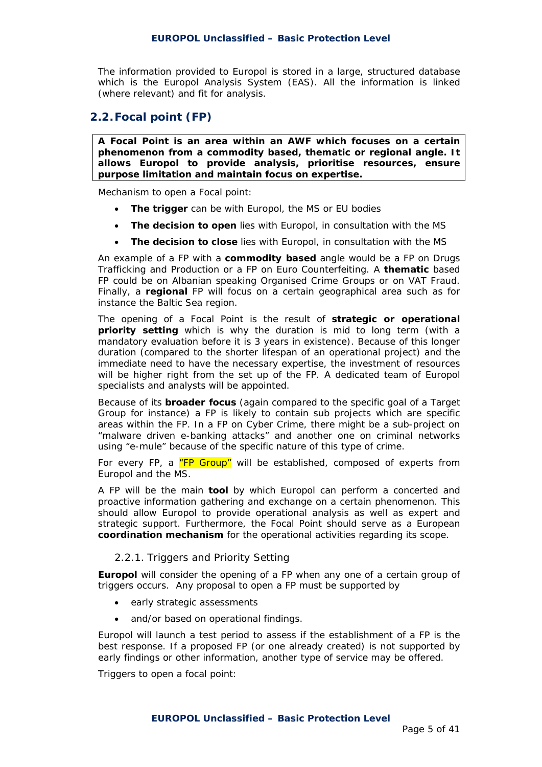The information provided to Europol is stored in a large, structured database which is the Europol Analysis System (EAS). All the information is linked (where relevant) and fit for analysis.

## 2.2. Focal point (FP)

**A Focal Point is an area within an AWF which focuses on a certain phenomenon from a commodity based, thematic or regional angle. It allows Europol to provide analysis, prioritise resources, ensure purpose limitation and maintain focus on expertise.**

Mechanism to open a Focal point:

- **The trigger** can be with Europol, the MS or EU bodies
- **The decision to open** lies with Europol, in consultation with the MS
- **The decision to close** lies with Europol, in consultation with the MS

An example of a FP with a **commodity based** angle would be a FP on Drugs Trafficking and Production or a FP on Euro Counterfeiting. A **thematic** based FP could be on Albanian speaking Organised Crime Groups or on VAT Fraud. Finally, a **regional** FP will focus on a certain geographical area such as for instance the Baltic Sea region.

The opening of a Focal Point is the result of **strategic or operational priority setting** which is why the duration is mid to long term (with a mandatory evaluation before it is 3 years in existence). Because of this longer duration (compared to the shorter lifespan of an operational project) and the immediate need to have the necessary expertise, the investment of resources will be higher right from the set up of the FP. A dedicated team of Europol specialists and analysts will be appointed.

Because of its **broader focus** (again compared to the specific goal of a Target Group for instance) a FP is likely to contain sub projects which are specific areas within the FP. In a FP on Cyber Crime, there might be a sub-project on "malware driven e-banking attacks" and another one on criminal networks using "e-mule" because of the specific nature of this type of crime.

For every FP, a "FP Group" will be established, composed of experts from Europol and the MS.

A FP will be the main **tool** by which Europol can perform a concerted and proactive information gathering and exchange on a certain phenomenon. This should allow Europol to provide operational analysis as well as expert and strategic support. Furthermore, the Focal Point should serve as a European **coordination mechanism** for the operational activities regarding its scope.

### 2.2.1. Triggers and Priority Setting

**Europol** will consider the opening of a FP when any one of a certain group of triggers occurs. Any proposal to open a FP must be supported by

- early strategic assessments
- and/or based on operational findings.

Europol will launch a test period to assess if the establishment of a FP is the best response. If a proposed FP (or one already created) is not supported by early findings or other information, another type of service may be offered.

Triggers to open a focal point: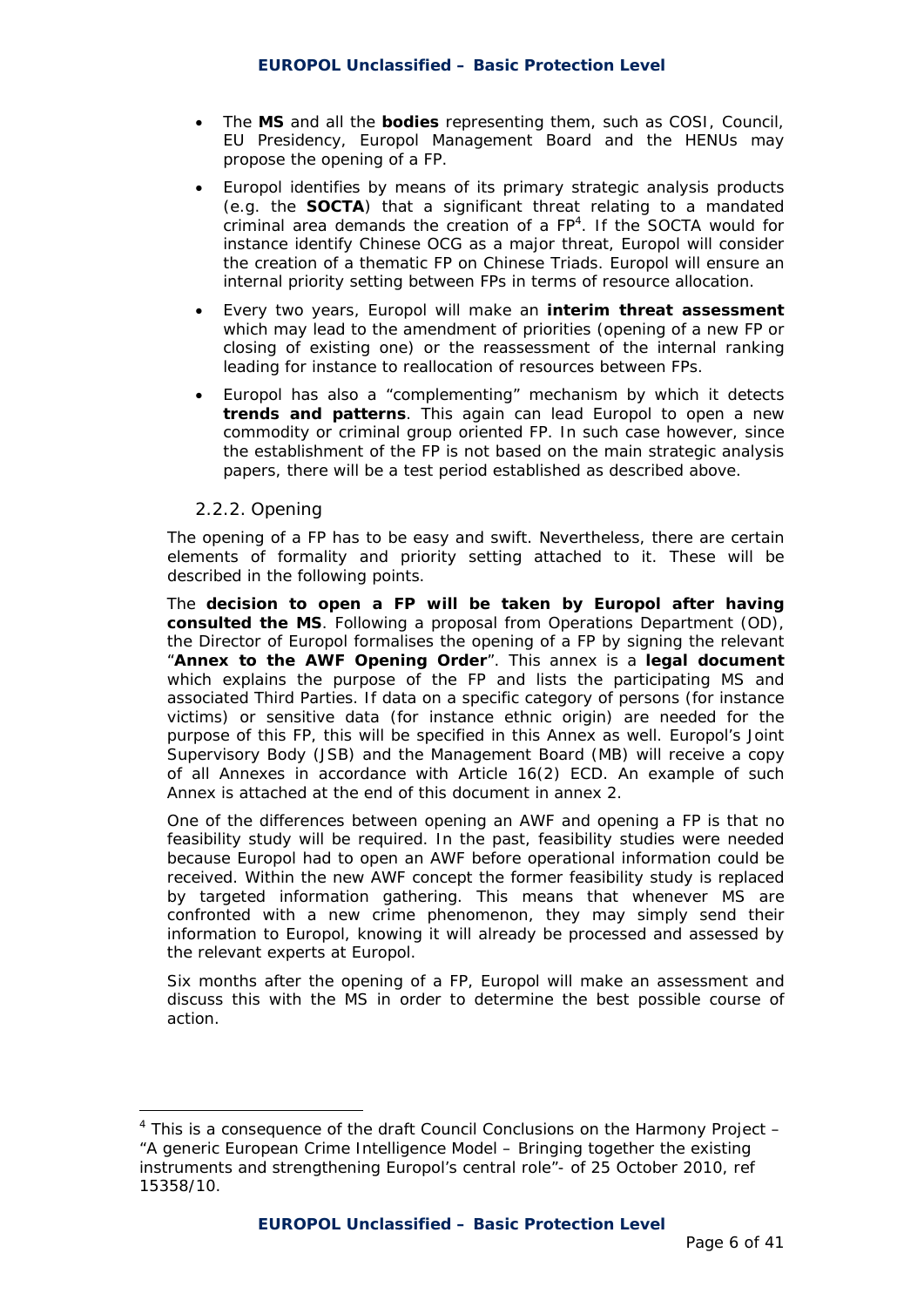- The **MS** and all the **bodies** representing them, such as COSI, Council, EU Presidency, Europol Management Board and the HENUs may propose the opening of a FP.
- Europol identifies by means of its primary strategic analysis products (e.g. the **SOCTA**) that a significant threat relating to a mandated criminal area demands the creation of a FP[4]. If the SOCTA would for instance identify Chinese OCG as a major threat, Europol will consider the creation of a thematic FP on Chinese Triads. Europol will ensure an internal priority setting between FPs in terms of resource allocation.
- Every two years, Europol will make an **interim threat assessment** which may lead to the amendment of priorities (opening of a new FP or closing of existing one) or the reassessment of the internal ranking leading for instance to reallocation of resources between FPs.
- Europol has also a "complementing" mechanism by which it detects **trends and patterns**. This again can lead Europol to open a new commodity or criminal group oriented FP. In such case however, since the establishment of the FP is not based on the main strategic analysis papers, there will be a test period established as described above.

### 2.2.2. Opening

The opening of a FP has to be easy and swift. Nevertheless, there are certain elements of formality and priority setting attached to it. These will be described in the following points.

The **decision to open a FP will be taken by Europol after having consulted the MS**. Following a proposal from Operations Department (OD), the Director of Europol formalises the opening of a FP by signing the relevant "**Annex to the AWF Opening Order**". This annex is a **legal document** which explains the purpose of the FP and lists the participating MS and associated Third Parties. If data on a specific category of persons (for instance victims) or sensitive data (for instance ethnic origin) are needed for the purpose of this FP, this will be specified in this Annex as well. Europol's Joint Supervisory Body (JSB) and the Management Board (MB) will receive a copy of all Annexes in accordance with Article 16(2) ECD. An example of such Annex is attached at the end of this document in annex 2.

One of the differences between opening an AWF and opening a FP is that no feasibility study will be required. In the past, feasibility studies were needed because Europol had to open an AWF before operational information could be received. Within the new AWF concept the former feasibility study is replaced by targeted information gathering. This means that whenever MS are confronted with a new crime phenomenon, they may simply send their information to Europol, knowing it will already be processed and assessed by the relevant experts at Europol.

Six months after the opening of a FP, Europol will make an assessment and discuss this with the MS in order to determine the best possible course of action.

---

[4] This is a consequence of the draft Council Conclusions on the Harmony Project – "A generic European Crime Intelligence Model – Bringing together the existing instruments and strengthening Europol's central role"- of 25 October 2010, ref 15358/10.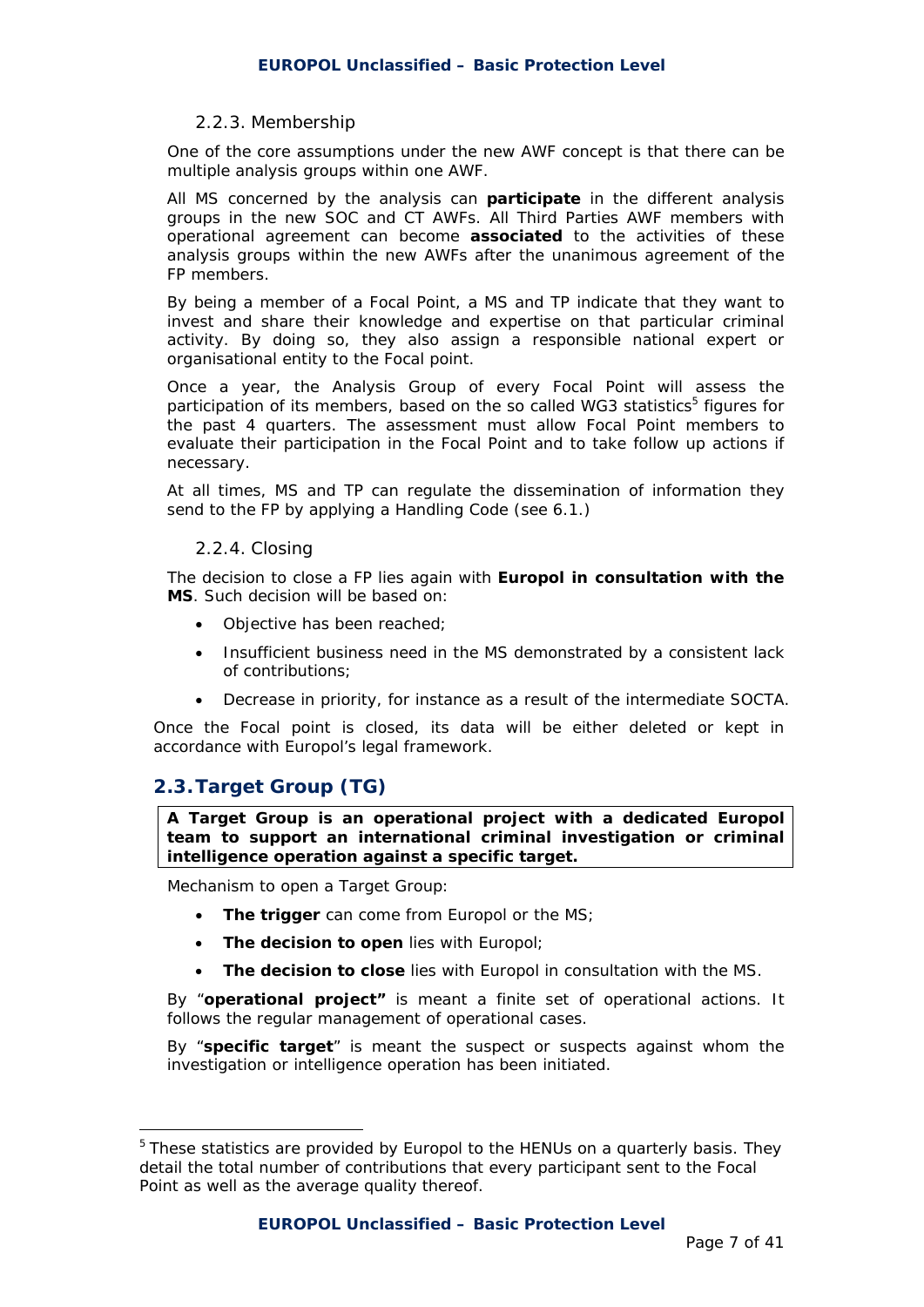### 2.2.3. Membership

One of the core assumptions under the new AWF concept is that there can be multiple analysis groups within one AWF.

All MS concerned by the analysis can **participate** in the different analysis groups in the new SOC and CT AWFs. All Third Parties AWF members with operational agreement can become **associated** to the activities of these analysis groups within the new AWFs after the unanimous agreement of the FP members.

By being a member of a Focal Point, a MS and TP indicate that they want to invest and share their knowledge and expertise on that particular criminal activity. By doing so, they also assign a responsible national expert or organisational entity to the Focal point.

Once a year, the Analysis Group of every Focal Point will assess the participation of its members, based on the so called WG3 statistics[5] figures for the past 4 quarters. The assessment must allow Focal Point members to evaluate their participation in the Focal Point and to take follow up actions if necessary.

At all times, MS and TP can regulate the dissemination of information they send to the FP by applying a Handling Code (see 6.1.)

### 2.2.4. Closing

The decision to close a FP lies again with **Europol in consultation with the MS**. Such decision will be based on:

- Objective has been reached;
- Insufficient business need in the MS demonstrated by a consistent lack of contributions;
- Decrease in priority, for instance as a result of the intermediate SOCTA.

Once the Focal point is closed, its data will be either deleted or kept in accordance with Europol's legal framework.

## 2.3. Target Group (TG)

**A Target Group is an operational project with a dedicated Europol team to support an international criminal investigation or criminal intelligence operation against a specific target.**

Mechanism to open a Target Group:

- **The trigger** can come from Europol or the MS;
- **The decision to open** lies with Europol;
- **The decision to close** lies with Europol in consultation with the MS.

By "**operational project"** is meant a finite set of operational actions. It follows the regular management of operational cases.

By "**specific target**" is meant the suspect or suspects against whom the investigation or intelligence operation has been initiated.

---

[5] These statistics are provided by Europol to the HENUs on a quarterly basis. They detail the total number of contributions that every participant sent to the Focal Point as well as the average quality thereof.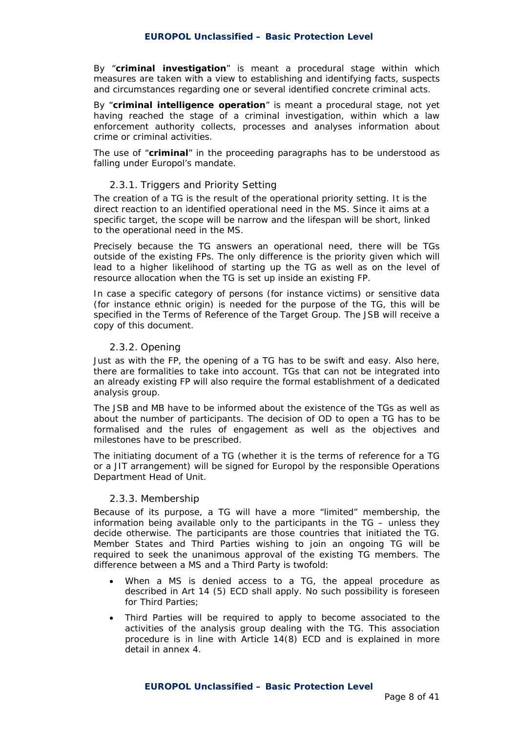By "**criminal investigation**" is meant a procedural stage within which measures are taken with a view to establishing and identifying facts, suspects and circumstances regarding one or several identified concrete criminal acts.

By "**criminal intelligence operation**" is meant a procedural stage, not yet having reached the stage of a criminal investigation, within which a law enforcement authority collects, processes and analyses information about crime or criminal activities.

The use of "**criminal**" in the proceeding paragraphs has to be understood as falling under Europol's mandate.

### 2.3.1. Triggers and Priority Setting

The creation of a TG is the result of the operational priority setting. It is the direct reaction to an identified operational need in the MS. Since it aims at a specific target, the scope will be narrow and the lifespan will be short, linked to the operational need in the MS.

Precisely because the TG answers an operational need, there will be TGs outside of the existing FPs. The only difference is the priority given which will lead to a higher likelihood of starting up the TG as well as on the level of resource allocation when the TG is set up inside an existing FP.

In case a specific category of persons (for instance victims) or sensitive data (for instance ethnic origin) is needed for the purpose of the TG, this will be specified in the Terms of Reference of the Target Group. The JSB will receive a copy of this document.

### 2.3.2. Opening

Just as with the FP, the opening of a TG has to be swift and easy. Also here, there are formalities to take into account. TGs that can not be integrated into an already existing FP will also require the formal establishment of a dedicated analysis group.

The JSB and MB have to be informed about the existence of the TGs as well as about the number of participants. The decision of OD to open a TG has to be formalised and the rules of engagement as well as the objectives and milestones have to be prescribed.

The initiating document of a TG (whether it is the terms of reference for a TG or a JIT arrangement) will be signed for Europol by the responsible Operations Department Head of Unit.

### 2.3.3. Membership

Because of its purpose, a TG will have a more "limited" membership, the information being available only to the participants in the TG – unless they decide otherwise. The participants are those countries that initiated the TG. Member States and Third Parties wishing to join an ongoing TG will be required to seek the unanimous approval of the existing TG members. The difference between a MS and a Third Party is twofold:

- When a MS is denied access to a TG, the appeal procedure as described in Art 14 (5) ECD shall apply. No such possibility is foreseen for Third Parties;
- Third Parties will be required to apply to become associated to the activities of the analysis group dealing with the TG. This association procedure is in line with Article 14(8) ECD and is explained in more detail in annex 4.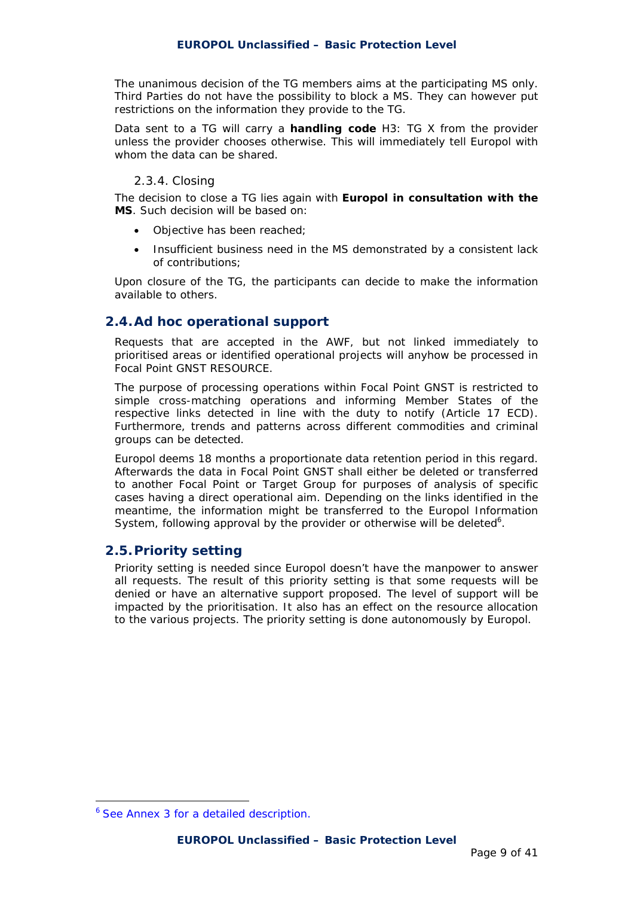The unanimous decision of the TG members aims at the participating MS only. Third Parties do not have the possibility to block a MS. They can however put restrictions on the information they provide to the TG.

Data sent to a TG will carry a **handling code** H3: TG X from the provider unless the provider chooses otherwise. This will immediately tell Europol with whom the data can be shared.

#### 2.3.4. Closing

The decision to close a TG lies again with **Europol in consultation with the MS**. Such decision will be based on:

- Objective has been reached;
- Insufficient business need in the MS demonstrated by a consistent lack of contributions;

Upon closure of the TG, the participants can decide to make the information available to others.

### 2.4. Ad hoc operational support

Requests that are accepted in the AWF, but not linked immediately to prioritised areas or identified operational projects will anyhow be processed in Focal Point GNST RESOURCE.

The purpose of processing operations within Focal Point GNST is restricted to simple cross-matching operations and informing Member States of the respective links detected in line with the duty to notify (Article 17 ECD). Furthermore, trends and patterns across different commodities and criminal groups can be detected.

Europol deems 18 months a proportionate data retention period in this regard. Afterwards the data in Focal Point GNST shall either be deleted or transferred to another Focal Point or Target Group for purposes of analysis of specific cases having a direct operational aim. Depending on the links identified in the meantime, the information might be transferred to the Europol Information System, following approval by the provider or otherwise will be deleted[6].

### 2.5. Priority setting

Priority setting is needed since Europol doesn't have the manpower to answer all requests. The result of this priority setting is that some requests will be denied or have an alternative support proposed. The level of support will be impacted by the prioritisation. It also has an effect on the resource allocation to the various projects. The priority setting is done autonomously by Europol.

---

[6] See Annex 3 for a detailed description.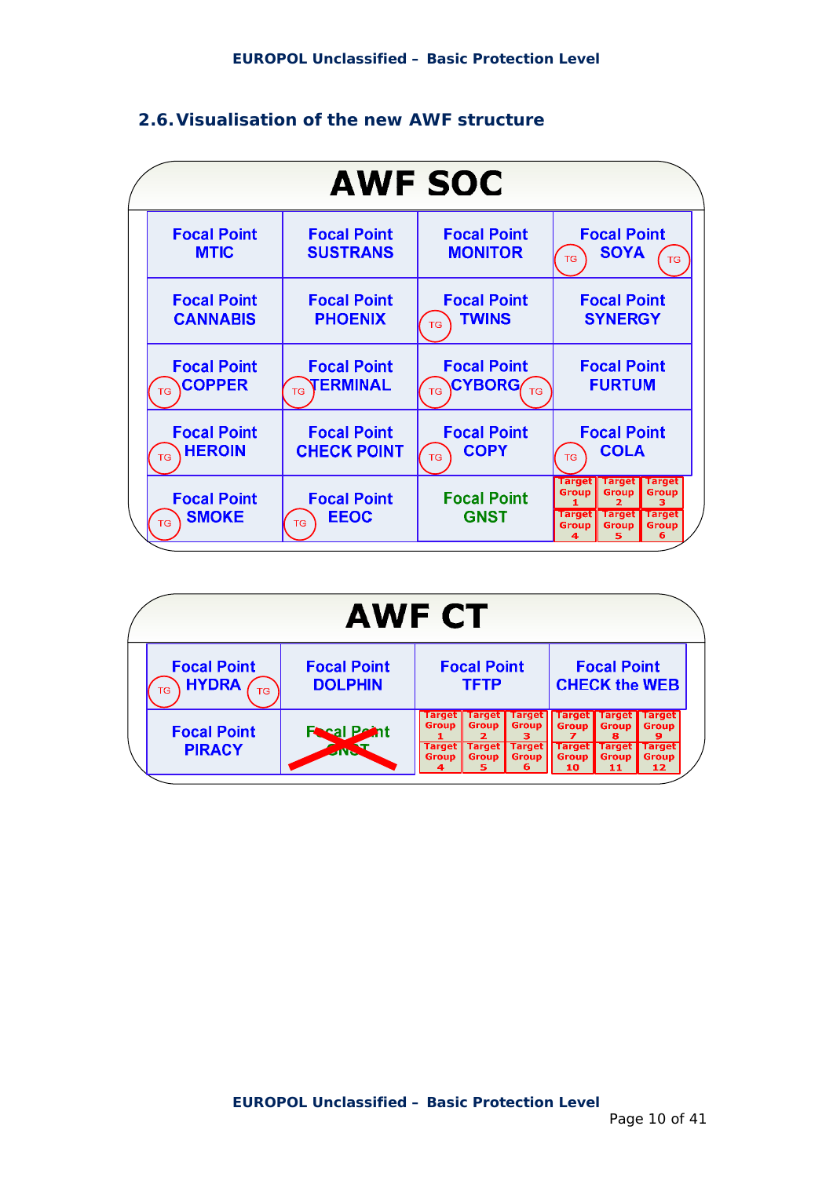## 2.6. Visualisation of the new AWF structure

### AWF SOC

| | | | |
|---|---|---|---|
| Focal Point MTIC | Focal Point SUSTRANS | Focal Point MONITOR | Focal Point SOYA (TG) (TG) |
| Focal Point CANNABIS | Focal Point PHOENIX | Focal Point TWINS (TG) | Focal Point SYNERGY |
| Focal Point COPPER (TG) | Focal Point TERMINAL (TG) | Focal Point CYBORG (TG) (TG) | Focal Point FURTUM |
| Focal Point HEROIN (TG) | Focal Point CHECK POINT | Focal Point COPY (TG) | Focal Point COLA (TG) |
| Focal Point SMOKE (TG) | Focal Point EEOC (TG) | Focal Point GNST | Target Group 1, Target Group 2, Target Group 3, Target Group 4, Target Group 5, Target Group 6 |

### AWF CT

| | | | |
|---|---|---|---|
| Focal Point HYDRA (TG) (TG) | Focal Point DOLPHIN | Focal Point TFTP | Focal Point CHECK the WEB |
| Focal Point PIRACY | ~~Focal Point GNST~~ | Target Group 1, Target Group 2, Target Group 3, Target Group 4, Target Group 5, Target Group 6 | Target Group 7, Target Group 8, Target Group 9, Target Group 10, Target Group 11, Target Group 12 |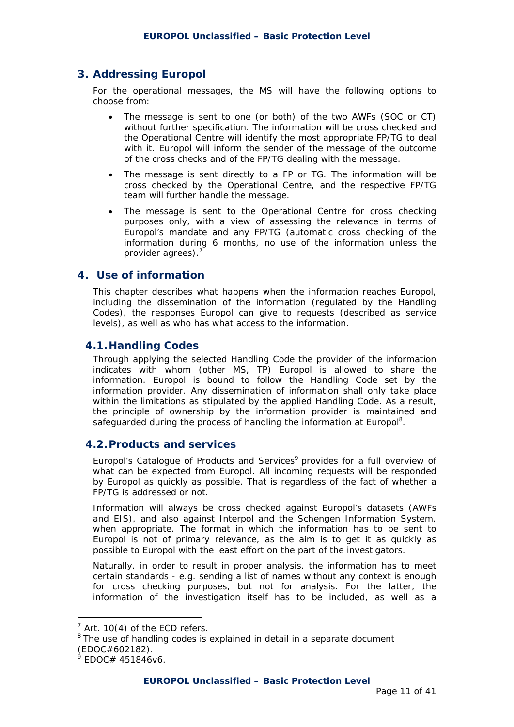## 3. Addressing Europol

For the operational messages, the MS will have the following options to choose from:

- The message is sent to one (or both) of the two AWFs (SOC or CT) without further specification. The information will be cross checked and the Operational Centre will identify the most appropriate FP/TG to deal with it. Europol will inform the sender of the message of the outcome of the cross checks and of the FP/TG dealing with the message.
- The message is sent directly to a FP or TG. The information will be cross checked by the Operational Centre, and the respective FP/TG team will further handle the message.
- The message is sent to the Operational Centre for cross checking purposes only, with a view of assessing the relevance in terms of Europol's mandate and any FP/TG (automatic cross checking of the information during 6 months, no use of the information unless the provider agrees).[7]

## 4. Use of information

This chapter describes what happens when the information reaches Europol, including the dissemination of the information (regulated by the Handling Codes), the responses Europol can give to requests (described as service levels), as well as who has what access to the information.

### 4.1. Handling Codes

Through applying the selected Handling Code the provider of the information indicates with whom (other MS, TP) Europol is allowed to share the information. Europol is bound to follow the Handling Code set by the information provider. Any dissemination of information shall only take place within the limitations as stipulated by the applied Handling Code. As a result, the principle of ownership by the information provider is maintained and safeguarded during the process of handling the information at Europol[8].

### 4.2. Products and services

Europol's Catalogue of Products and Services[9] provides for a full overview of what can be expected from Europol. All incoming requests will be responded by Europol as quickly as possible. That is regardless of the fact of whether a FP/TG is addressed or not.

Information will always be cross checked against Europol's datasets (AWFs and EIS), and also against Interpol and the Schengen Information System, when appropriate. The format in which the information has to be sent to Europol is not of primary relevance, as the aim is to get it as quickly as possible to Europol with the least effort on the part of the investigators.

Naturally, in order to result in proper analysis, the information has to meet certain standards - e.g. sending a list of names without any context is enough for cross checking purposes, but not for analysis. For the latter, the information of the investigation itself has to be included, as well as a

---

[7] Art. 10(4) of the ECD refers.

[8] The use of handling codes is explained in detail in a separate document (EDOC#602182).

[9] EDOC# 451846v6.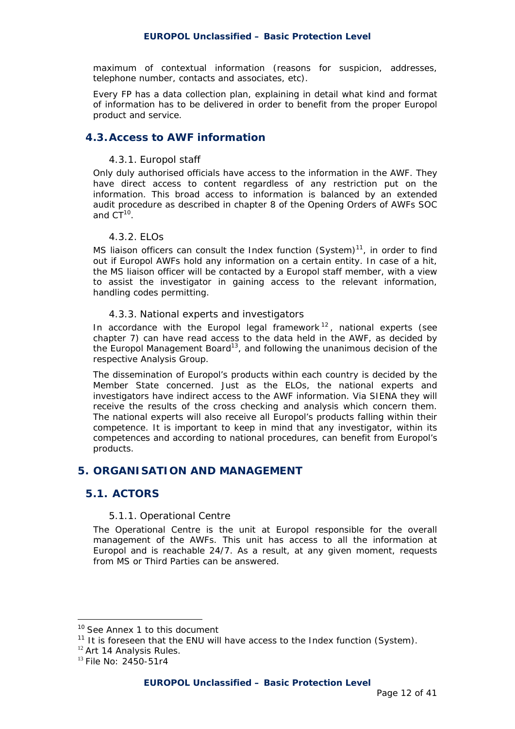maximum of contextual information (reasons for suspicion, addresses, telephone number, contacts and associates, etc).

Every FP has a data collection plan, explaining in detail what kind and format of information has to be delivered in order to benefit from the proper Europol product and service.

## 4.3. Access to AWF information

### 4.3.1. Europol staff

Only duly authorised officials have access to the information in the AWF. They have direct access to content regardless of any restriction put on the information. This broad access to information is balanced by an extended audit procedure as described in chapter 8 of the Opening Orders of AWFs SOC and CT[10].

### 4.3.2. ELOs

MS liaison officers can consult the Index function (System)[11], in order to find out if Europol AWFs hold any information on a certain entity. In case of a hit, the MS liaison officer will be contacted by a Europol staff member, with a view to assist the investigator in gaining access to the relevant information, handling codes permitting.

### 4.3.3. National experts and investigators

In accordance with the Europol legal framework[12], national experts (see chapter 7) can have read access to the data held in the AWF, as decided by the Europol Management Board[13], and following the unanimous decision of the respective Analysis Group.

The dissemination of Europol's products within each country is decided by the Member State concerned. Just as the ELOs, the national experts and investigators have indirect access to the AWF information. Via SIENA they will receive the results of the cross checking and analysis which concern them. The national experts will also receive all Europol's products falling within their competence. It is important to keep in mind that any investigator, within its competences and according to national procedures, can benefit from Europol's products.

# 5. ORGANISATION AND MANAGEMENT

## 5.1. ACTORS

### 5.1.1. Operational Centre

The Operational Centre is the unit at Europol responsible for the overall management of the AWFs. This unit has access to all the information at Europol and is reachable 24/7. As a result, at any given moment, requests from MS or Third Parties can be answered.

---

[10] See Annex 1 to this document

[11] It is foreseen that the ENU will have access to the Index function (System).

[12] Art 14 Analysis Rules.

[13] File No: 2450-51r4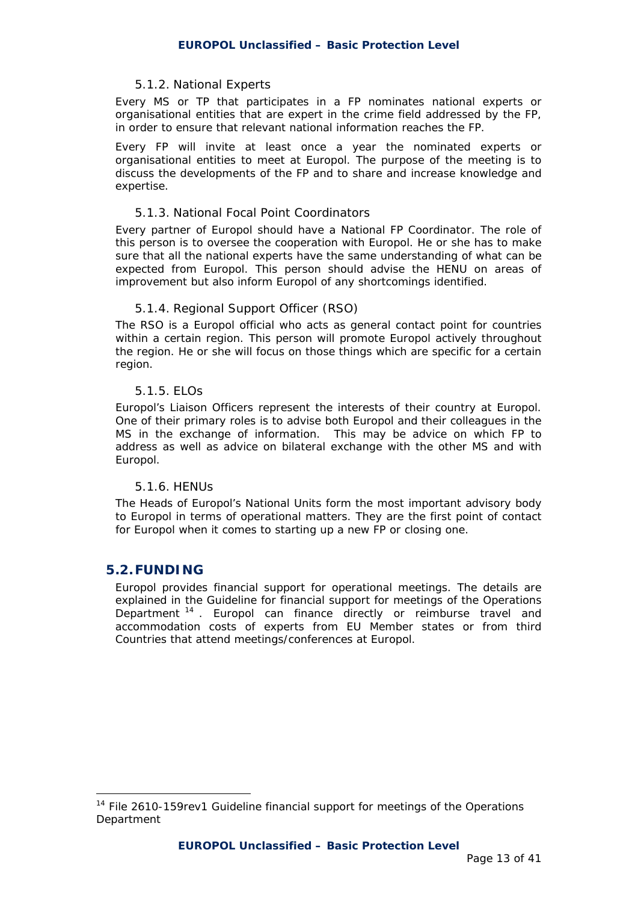#### 5.1.2. National Experts

Every MS or TP that participates in a FP nominates national experts or organisational entities that are expert in the crime field addressed by the FP, in order to ensure that relevant national information reaches the FP.

Every FP will invite at least once a year the nominated experts or organisational entities to meet at Europol. The purpose of the meeting is to discuss the developments of the FP and to share and increase knowledge and expertise.

#### 5.1.3. National Focal Point Coordinators

Every partner of Europol should have a National FP Coordinator. The role of this person is to oversee the cooperation with Europol. He or she has to make sure that all the national experts have the same understanding of what can be expected from Europol. This person should advise the HENU on areas of improvement but also inform Europol of any shortcomings identified.

#### 5.1.4. Regional Support Officer (RSO)

The RSO is a Europol official who acts as general contact point for countries within a certain region. This person will promote Europol actively throughout the region. He or she will focus on those things which are specific for a certain region.

#### 5.1.5. ELOs

Europol's Liaison Officers represent the interests of their country at Europol. One of their primary roles is to advise both Europol and their colleagues in the MS in the exchange of information. This may be advice on which FP to address as well as advice on bilateral exchange with the other MS and with Europol.

#### 5.1.6. HENUs

The Heads of Europol's National Units form the most important advisory body to Europol in terms of operational matters. They are the first point of contact for Europol when it comes to starting up a new FP or closing one.

## 5.2. FUNDING

Europol provides financial support for operational meetings. The details are explained in the Guideline for financial support for meetings of the Operations Department [14]. Europol can finance directly or reimburse travel and accommodation costs of experts from EU Member states or from third Countries that attend meetings/conferences at Europol.

---

[14] File 2610-159rev1 Guideline financial support for meetings of the Operations Department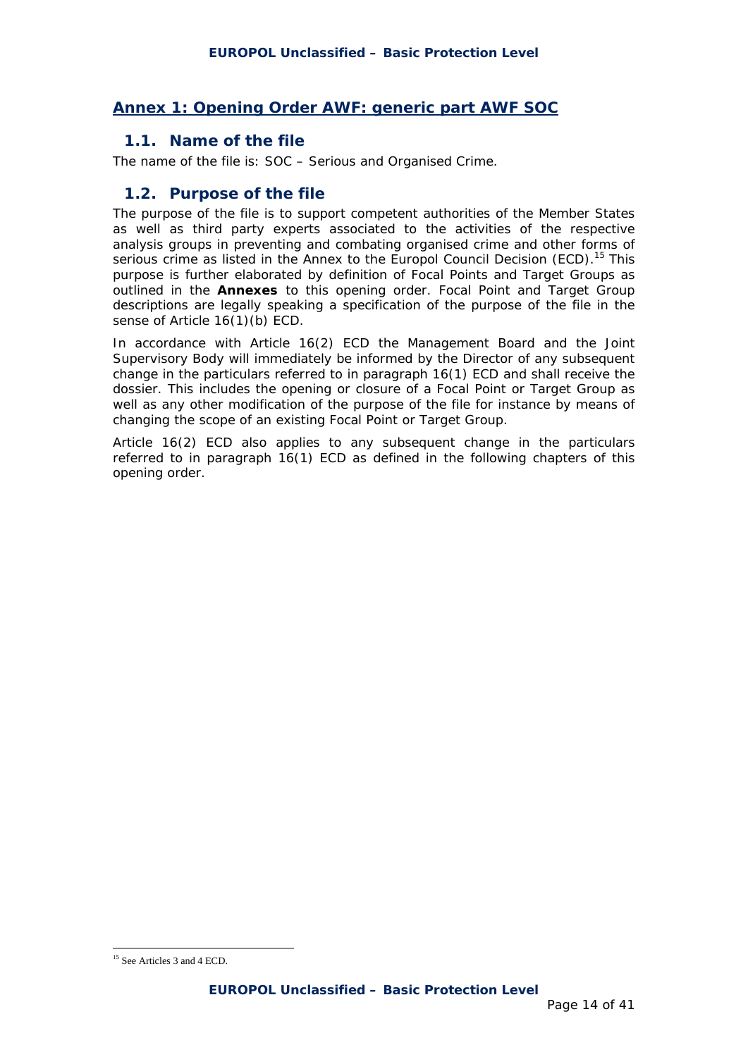## Annex 1: Opening Order AWF: generic part AWF SOC

### 1.1. Name of the file

The name of the file is: SOC – Serious and Organised Crime.

### 1.2. Purpose of the file

The purpose of the file is to support competent authorities of the Member States as well as third party experts associated to the activities of the respective analysis groups in preventing and combating organised crime and other forms of serious crime as listed in the Annex to the Europol Council Decision (ECD).[15] This purpose is further elaborated by definition of Focal Points and Target Groups as outlined in the **Annexes** to this opening order. Focal Point and Target Group descriptions are legally speaking a specification of the purpose of the file in the sense of Article 16(1)(b) ECD.

In accordance with Article 16(2) ECD the Management Board and the Joint Supervisory Body will immediately be informed by the Director of any subsequent change in the particulars referred to in paragraph 16(1) ECD and shall receive the dossier. This includes the opening or closure of a Focal Point or Target Group as well as any other modification of the purpose of the file for instance by means of changing the scope of an existing Focal Point or Target Group.

Article 16(2) ECD also applies to any subsequent change in the particulars referred to in paragraph 16(1) ECD as defined in the following chapters of this opening order.

---

[15] See Articles 3 and 4 ECD.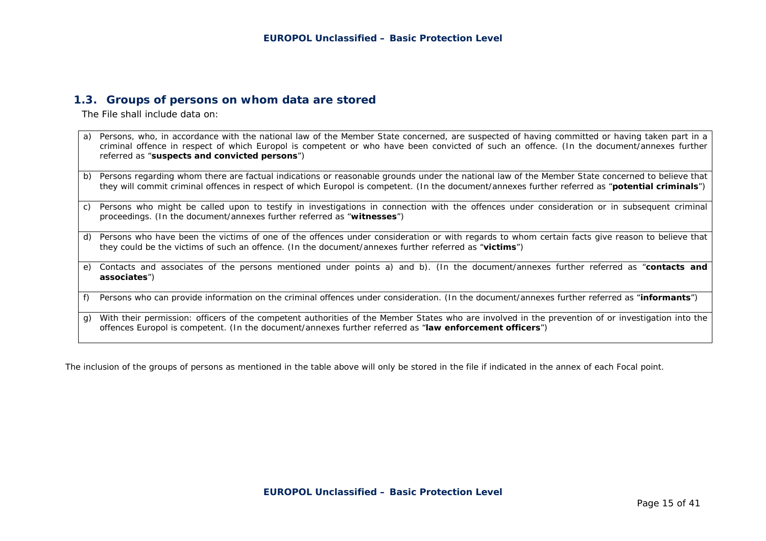## 1.3. Groups of persons on whom data are stored

The File shall include data on:

| |
|---|
| a) Persons, who, in accordance with the national law of the Member State concerned, are suspected of having committed or having taken part in a criminal offence in respect of which Europol is competent or who have been convicted of such an offence. (In the document/annexes further referred as "**suspects and convicted persons**") |
| b) Persons regarding whom there are factual indications or reasonable grounds under the national law of the Member State concerned to believe that they will commit criminal offences in respect of which Europol is competent. (In the document/annexes further referred as "**potential criminals**") |
| c) Persons who might be called upon to testify in investigations in connection with the offences under consideration or in subsequent criminal proceedings. (In the document/annexes further referred as "**witnesses**") |
| d) Persons who have been the victims of one of the offences under consideration or with regards to whom certain facts give reason to believe that they could be the victims of such an offence. (In the document/annexes further referred as "**victims**") |
| e) Contacts and associates of the persons mentioned under points a) and b). (In the document/annexes further referred as "**contacts and associates**") |
| f) Persons who can provide information on the criminal offences under consideration. (In the document/annexes further referred as "**informants**") |
| g) With their permission: officers of the competent authorities of the Member States who are involved in the prevention of or investigation into the offences Europol is competent. (In the document/annexes further referred as "**law enforcement officers**") |

The inclusion of the groups of persons as mentioned in the table above will only be stored in the file if indicated in the annex of each Focal point.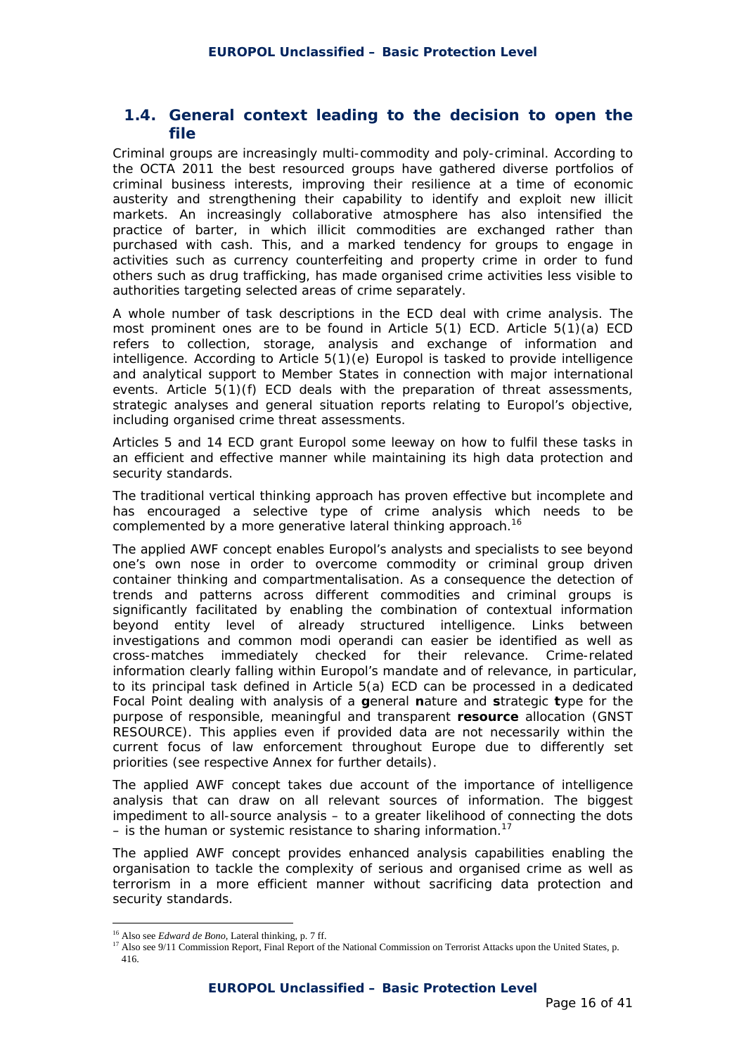## 1.4. General context leading to the decision to open the file

Criminal groups are increasingly multi-commodity and poly-criminal. According to the OCTA 2011 the best resourced groups have gathered diverse portfolios of criminal business interests, improving their resilience at a time of economic austerity and strengthening their capability to identify and exploit new illicit markets. An increasingly collaborative atmosphere has also intensified the practice of barter, in which illicit commodities are exchanged rather than purchased with cash. This, and a marked tendency for groups to engage in activities such as currency counterfeiting and property crime in order to fund others such as drug trafficking, has made organised crime activities less visible to authorities targeting selected areas of crime separately.

A whole number of task descriptions in the ECD deal with crime analysis. The most prominent ones are to be found in Article 5(1) ECD. Article 5(1)(a) ECD refers to collection, storage, analysis and exchange of information and intelligence. According to Article 5(1)(e) Europol is tasked to provide intelligence and analytical support to Member States in connection with major international events. Article 5(1)(f) ECD deals with the preparation of threat assessments, strategic analyses and general situation reports relating to Europol's objective, including organised crime threat assessments.

Articles 5 and 14 ECD grant Europol some leeway on how to fulfil these tasks in an efficient and effective manner while maintaining its high data protection and security standards.

The traditional vertical thinking approach has proven effective but incomplete and has encouraged a selective type of crime analysis which needs to be complemented by a more generative lateral thinking approach.[16]

The applied AWF concept enables Europol's analysts and specialists to see beyond one's own nose in order to overcome commodity or criminal group driven container thinking and compartmentalisation. As a consequence the detection of trends and patterns across different commodities and criminal groups is significantly facilitated by enabling the combination of contextual information beyond entity level of already structured intelligence. Links between investigations and common modi operandi can easier be identified as well as cross-matches immediately checked for their relevance. Crime-related information clearly falling within Europol's mandate and of relevance, in particular, to its principal task defined in Article 5(a) ECD can be processed in a dedicated Focal Point dealing with analysis of a **g**eneral **n**ature and **s**trategic **t**ype for the purpose of responsible, meaningful and transparent **resource** allocation (GNST RESOURCE). This applies even if provided data are not necessarily within the current focus of law enforcement throughout Europe due to differently set priorities (see respective Annex for further details).

The applied AWF concept takes due account of the importance of intelligence analysis that can draw on all relevant sources of information. The biggest impediment to all-source analysis – to a greater likelihood of connecting the dots – is the human or systemic resistance to sharing information.[17]

The applied AWF concept provides enhanced analysis capabilities enabling the organisation to tackle the complexity of serious and organised crime as well as terrorism in a more efficient manner without sacrificing data protection and security standards.

---

[16] Also see *Edward de Bono*, Lateral thinking, p. 7 ff.

[17] Also see 9/11 Commission Report, Final Report of the National Commission on Terrorist Attacks upon the United States, p. 416.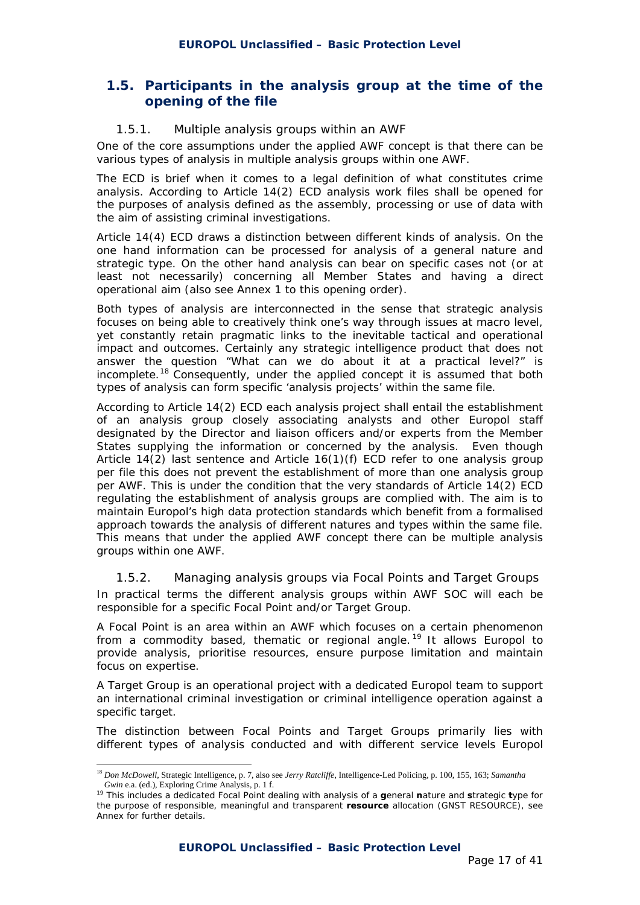## 1.5. Participants in the analysis group at the time of the opening of the file

### 1.5.1. Multiple analysis groups within an AWF

One of the core assumptions under the applied AWF concept is that there can be various types of analysis in multiple analysis groups within one AWF.

The ECD is brief when it comes to a legal definition of what constitutes crime analysis. According to Article 14(2) ECD analysis work files shall be opened for the purposes of analysis defined as the assembly, processing or use of data with the aim of assisting criminal investigations.

Article 14(4) ECD draws a distinction between different kinds of analysis. On the one hand information can be processed for analysis of a general nature and strategic type. On the other hand analysis can bear on specific cases not (or at least not necessarily) concerning all Member States and having a direct operational aim (also see Annex 1 to this opening order).

Both types of analysis are interconnected in the sense that strategic analysis focuses on being able to creatively think one's way through issues at macro level, yet constantly retain pragmatic links to the inevitable tactical and operational impact and outcomes. Certainly any strategic intelligence product that does not answer the question "What can we do about it at a practical level?" is incomplete.[18] Consequently, under the applied concept it is assumed that both types of analysis can form specific 'analysis projects' within the same file.

According to Article 14(2) ECD each analysis project shall entail the establishment of an analysis group closely associating analysts and other Europol staff designated by the Director and liaison officers and/or experts from the Member States supplying the information or concerned by the analysis. Even though Article 14(2) last sentence and Article 16(1)(f) ECD refer to one analysis group per file this does not prevent the establishment of more than one analysis group per AWF. This is under the condition that the very standards of Article 14(2) ECD regulating the establishment of analysis groups are complied with. The aim is to maintain Europol's high data protection standards which benefit from a formalised approach towards the analysis of different natures and types within the same file. This means that under the applied AWF concept there can be multiple analysis groups within one AWF.

### 1.5.2. Managing analysis groups via Focal Points and Target Groups

In practical terms the different analysis groups within AWF SOC will each be responsible for a specific Focal Point and/or Target Group.

A Focal Point is an area within an AWF which focuses on a certain phenomenon from a commodity based, thematic or regional angle.[19] It allows Europol to provide analysis, prioritise resources, ensure purpose limitation and maintain focus on expertise.

A Target Group is an operational project with a dedicated Europol team to support an international criminal investigation or criminal intelligence operation against a specific target.

The distinction between Focal Points and Target Groups primarily lies with different types of analysis conducted and with different service levels Europol

---

[18] *Don McDowell*, Strategic Intelligence, p. 7, also see *Jerry Ratcliffe*, Intelligence-Led Policing, p. 100, 155, 163; *Samantha Gwin* e.a. (ed.), Exploring Crime Analysis, p. 1 f.

[19] This includes a dedicated Focal Point dealing with analysis of a **g**eneral **n**ature and **s**trategic **t**ype for the purpose of responsible, meaningful and transparent **resource** allocation (GNST RESOURCE), see Annex for further details.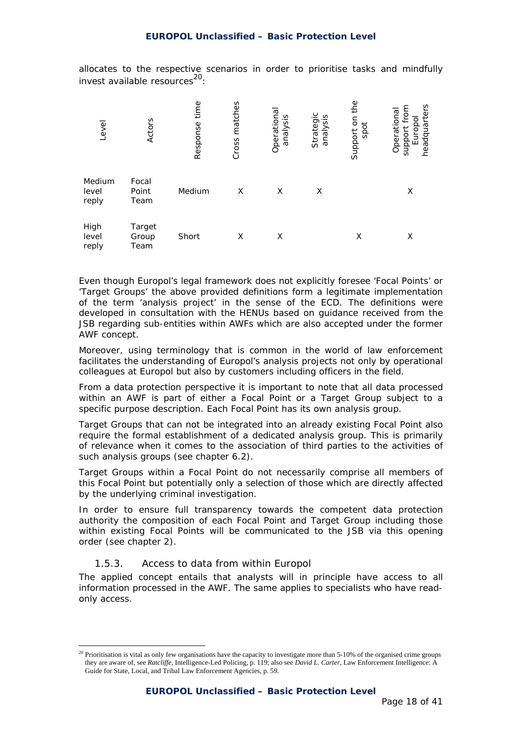allocates to the respective scenarios in order to prioritise tasks and mindfully invest available resources[20]:

| Level | Actors | Response time | Cross matches | Operational analysis | Strategic analysis | Support on the spot | Operational support from Europol headquarters |
|---|---|---|---|---|---|---|---|
| Medium level reply | Focal Point Team | Medium | X | X | X | | X |
| High level reply | Target Group Team | Short | X | X | | X | X |

Even though Europol's legal framework does not explicitly foresee 'Focal Points' or 'Target Groups' the above provided definitions form a legitimate implementation of the term 'analysis project' in the sense of the ECD. The definitions were developed in consultation with the HENUs based on guidance received from the JSB regarding sub-entities within AWFs which are also accepted under the former AWF concept.

Moreover, using terminology that is common in the world of law enforcement facilitates the understanding of Europol's analysis projects not only by operational colleagues at Europol but also by customers including officers in the field.

From a data protection perspective it is important to note that all data processed within an AWF is part of either a Focal Point or a Target Group subject to a specific purpose description. Each Focal Point has its own analysis group.

Target Groups that can not be integrated into an already existing Focal Point also require the formal establishment of a dedicated analysis group. This is primarily of relevance when it comes to the association of third parties to the activities of such analysis groups (see chapter 6.2).

Target Groups within a Focal Point do not necessarily comprise all members of this Focal Point but potentially only a selection of those which are directly affected by the underlying criminal investigation.

In order to ensure full transparency towards the competent data protection authority the composition of each Focal Point and Target Group including those within existing Focal Points will be communicated to the JSB via this opening order (see chapter 2).

### 1.5.3. Access to data from within Europol

The applied concept entails that analysts will in principle have access to all information processed in the AWF. The same applies to specialists who have read-only access.

---

[20] Prioritisation is vital as only few organisations have the capacity to investigate more than 5-10% of the organised crime groups they are aware of, see *Ratcliffe*, Intelligence-Led Policing, p. 119; also see *David L. Carter*, Law Enforcement Intelligence: A Guide for State, Local, and Tribal Law Enforcement Agencies, p. 59.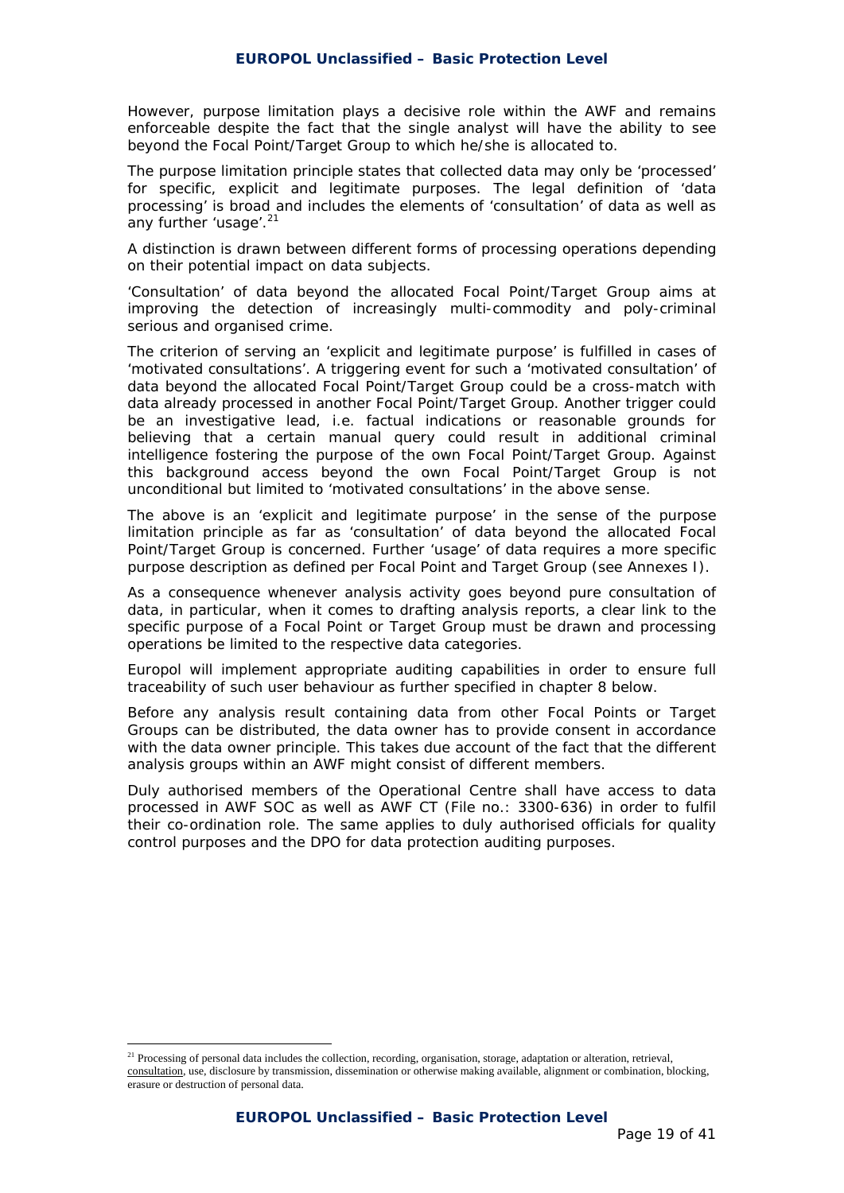However, purpose limitation plays a decisive role within the AWF and remains enforceable despite the fact that the single analyst will have the ability to see beyond the Focal Point/Target Group to which he/she is allocated to.

The purpose limitation principle states that collected data may only be 'processed' for specific, explicit and legitimate purposes. The legal definition of 'data processing' is broad and includes the elements of 'consultation' of data as well as any further 'usage'.[21]

A distinction is drawn between different forms of processing operations depending on their potential impact on data subjects.

'Consultation' of data beyond the allocated Focal Point/Target Group aims at improving the detection of increasingly multi-commodity and poly-criminal serious and organised crime.

The criterion of serving an 'explicit and legitimate purpose' is fulfilled in cases of 'motivated consultations'. A triggering event for such a 'motivated consultation' of data beyond the allocated Focal Point/Target Group could be a cross-match with data already processed in another Focal Point/Target Group. Another trigger could be an investigative lead, i.e. factual indications or reasonable grounds for believing that a certain manual query could result in additional criminal intelligence fostering the purpose of the own Focal Point/Target Group. Against this background access beyond the own Focal Point/Target Group is not unconditional but limited to 'motivated consultations' in the above sense.

The above is an 'explicit and legitimate purpose' in the sense of the purpose limitation principle as far as 'consultation' of data beyond the allocated Focal Point/Target Group is concerned. Further 'usage' of data requires a more specific purpose description as defined per Focal Point and Target Group (see Annexes I).

As a consequence whenever analysis activity goes beyond pure consultation of data, in particular, when it comes to drafting analysis reports, a clear link to the specific purpose of a Focal Point or Target Group must be drawn and processing operations be limited to the respective data categories.

Europol will implement appropriate auditing capabilities in order to ensure full traceability of such user behaviour as further specified in chapter 8 below.

Before any analysis result containing data from other Focal Points or Target Groups can be distributed, the data owner has to provide consent in accordance with the data owner principle. This takes due account of the fact that the different analysis groups within an AWF might consist of different members.

Duly authorised members of the Operational Centre shall have access to data processed in AWF SOC as well as AWF CT (File no.: 3300-636) in order to fulfil their co-ordination role. The same applies to duly authorised officials for quality control purposes and the DPO for data protection auditing purposes.

---

[21] Processing of personal data includes the collection, recording, organisation, storage, adaptation or alteration, retrieval, <u>consultation</u>, use, disclosure by transmission, dissemination or otherwise making available, alignment or combination, blocking, erasure or destruction of personal data.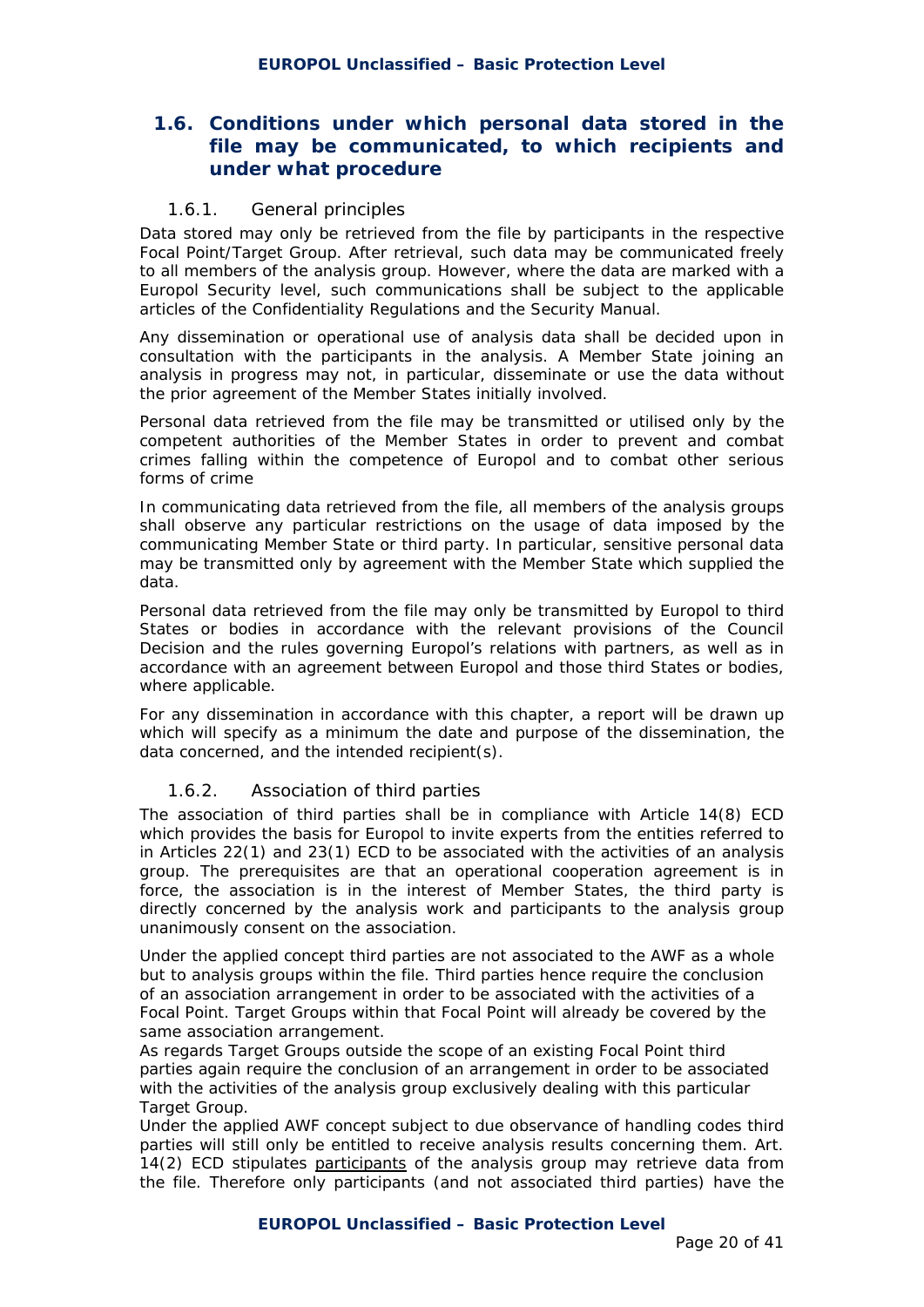## 1.6. Conditions under which personal data stored in the file may be communicated, to which recipients and under what procedure

### 1.6.1. General principles

Data stored may only be retrieved from the file by participants in the respective Focal Point/Target Group. After retrieval, such data may be communicated freely to all members of the analysis group. However, where the data are marked with a Europol Security level, such communications shall be subject to the applicable articles of the Confidentiality Regulations and the Security Manual.

Any dissemination or operational use of analysis data shall be decided upon in consultation with the participants in the analysis. A Member State joining an analysis in progress may not, in particular, disseminate or use the data without the prior agreement of the Member States initially involved.

Personal data retrieved from the file may be transmitted or utilised only by the competent authorities of the Member States in order to prevent and combat crimes falling within the competence of Europol and to combat other serious forms of crime

In communicating data retrieved from the file, all members of the analysis groups shall observe any particular restrictions on the usage of data imposed by the communicating Member State or third party. In particular, sensitive personal data may be transmitted only by agreement with the Member State which supplied the data.

Personal data retrieved from the file may only be transmitted by Europol to third States or bodies in accordance with the relevant provisions of the Council Decision and the rules governing Europol's relations with partners, as well as in accordance with an agreement between Europol and those third States or bodies, where applicable.

For any dissemination in accordance with this chapter, a report will be drawn up which will specify as a minimum the date and purpose of the dissemination, the data concerned, and the intended recipient(s).

### 1.6.2. Association of third parties

The association of third parties shall be in compliance with Article 14(8) ECD which provides the basis for Europol to invite experts from the entities referred to in Articles 22(1) and 23(1) ECD to be associated with the activities of an analysis group. The prerequisites are that an operational cooperation agreement is in force, the association is in the interest of Member States, the third party is directly concerned by the analysis work and participants to the analysis group unanimously consent on the association.

Under the applied concept third parties are not associated to the AWF as a whole but to analysis groups within the file. Third parties hence require the conclusion of an association arrangement in order to be associated with the activities of a Focal Point. Target Groups within that Focal Point will already be covered by the same association arrangement.
As regards Target Groups outside the scope of an existing Focal Point third parties again require the conclusion of an arrangement in order to be associated with the activities of the analysis group exclusively dealing with this particular Target Group.
Under the applied AWF concept subject to due observance of handling codes third parties will still only be entitled to receive analysis results concerning them. Art. 14(2) ECD stipulates participants of the analysis group may retrieve data from the file. Therefore only participants (and not associated third parties) have the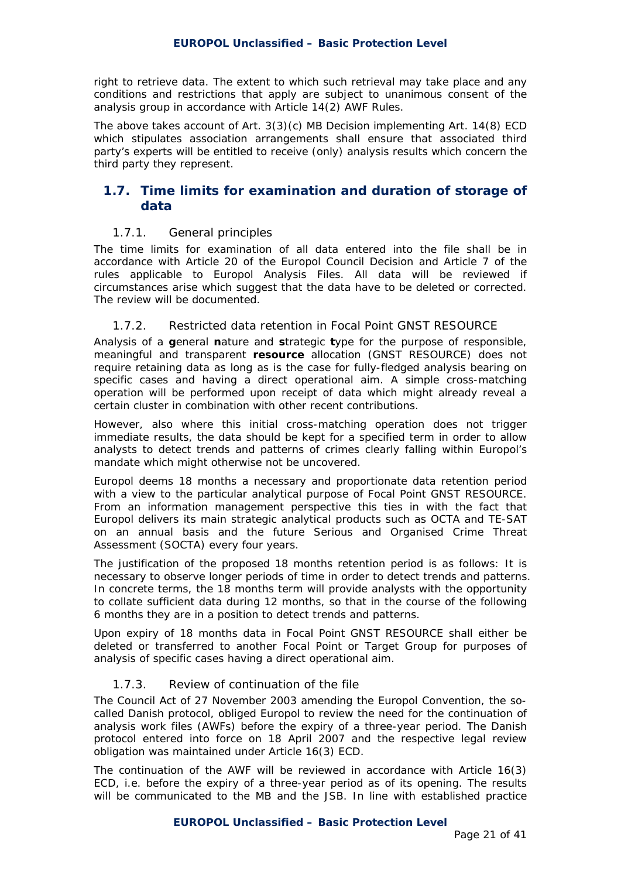right to retrieve data. The extent to which such retrieval may take place and any conditions and restrictions that apply are subject to unanimous consent of the analysis group in accordance with Article 14(2) AWF Rules.

The above takes account of Art. 3(3)(c) MB Decision implementing Art. 14(8) ECD which stipulates association arrangements shall ensure that associated third party's experts will be entitled to receive (only) analysis results which concern the third party they represent.

## 1.7. Time limits for examination and duration of storage of data

### 1.7.1. General principles

The time limits for examination of all data entered into the file shall be in accordance with Article 20 of the Europol Council Decision and Article 7 of the rules applicable to Europol Analysis Files. All data will be reviewed if circumstances arise which suggest that the data have to be deleted or corrected. The review will be documented.

### 1.7.2. Restricted data retention in Focal Point GNST RESOURCE

Analysis of a **g**eneral **n**ature and **s**trategic **t**ype for the purpose of responsible, meaningful and transparent **resource** allocation (GNST RESOURCE) does not require retaining data as long as is the case for fully-fledged analysis bearing on specific cases and having a direct operational aim. A simple cross-matching operation will be performed upon receipt of data which might already reveal a certain cluster in combination with other recent contributions.

However, also where this initial cross-matching operation does not trigger immediate results, the data should be kept for a specified term in order to allow analysts to detect trends and patterns of crimes clearly falling within Europol's mandate which might otherwise not be uncovered.

Europol deems 18 months a necessary and proportionate data retention period with a view to the particular analytical purpose of Focal Point GNST RESOURCE. From an information management perspective this ties in with the fact that Europol delivers its main strategic analytical products such as OCTA and TE-SAT on an annual basis and the future Serious and Organised Crime Threat Assessment (SOCTA) every four years.

The justification of the proposed 18 months retention period is as follows: It is necessary to observe longer periods of time in order to detect trends and patterns. In concrete terms, the 18 months term will provide analysts with the opportunity to collate sufficient data during 12 months, so that in the course of the following 6 months they are in a position to detect trends and patterns.

Upon expiry of 18 months data in Focal Point GNST RESOURCE shall either be deleted or transferred to another Focal Point or Target Group for purposes of analysis of specific cases having a direct operational aim.

### 1.7.3. Review of continuation of the file

The Council Act of 27 November 2003 amending the Europol Convention, the so-called Danish protocol, obliged Europol to review the need for the continuation of analysis work files (AWFs) before the expiry of a three-year period. The Danish protocol entered into force on 18 April 2007 and the respective legal review obligation was maintained under Article 16(3) ECD.

The continuation of the AWF will be reviewed in accordance with Article 16(3) ECD, i.e. before the expiry of a three-year period as of its opening. The results will be communicated to the MB and the JSB. In line with established practice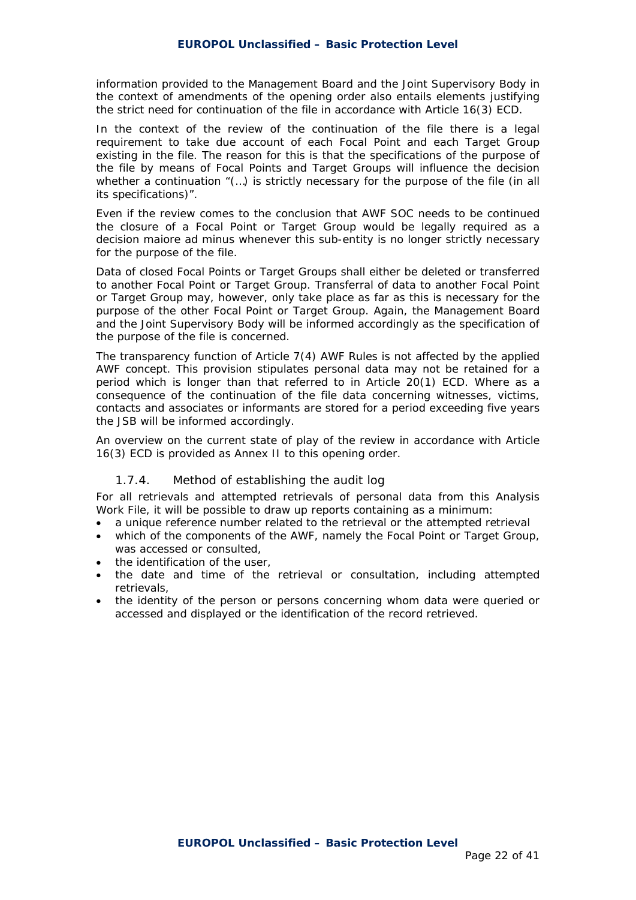information provided to the Management Board and the Joint Supervisory Body in the context of amendments of the opening order also entails elements justifying the strict need for continuation of the file in accordance with Article 16(3) ECD.

In the context of the review of the continuation of the file there is a legal requirement to take due account of each Focal Point and each Target Group existing in the file. The reason for this is that the specifications of the purpose of the file by means of Focal Points and Target Groups will influence the decision whether a continuation "(…) is strictly necessary for the purpose of the file (in all its specifications)".

Even if the review comes to the conclusion that AWF SOC needs to be continued the closure of a Focal Point or Target Group would be legally required as a decision maiore ad minus whenever this sub-entity is no longer strictly necessary for the purpose of the file.

Data of closed Focal Points or Target Groups shall either be deleted or transferred to another Focal Point or Target Group. Transferral of data to another Focal Point or Target Group may, however, only take place as far as this is necessary for the purpose of the other Focal Point or Target Group. Again, the Management Board and the Joint Supervisory Body will be informed accordingly as the specification of the purpose of the file is concerned.

The transparency function of Article 7(4) AWF Rules is not affected by the applied AWF concept. This provision stipulates personal data may not be retained for a period which is longer than that referred to in Article 20(1) ECD. Where as a consequence of the continuation of the file data concerning witnesses, victims, contacts and associates or informants are stored for a period exceeding five years the JSB will be informed accordingly.

An overview on the current state of play of the review in accordance with Article 16(3) ECD is provided as Annex II to this opening order.

### 1.7.4. Method of establishing the audit log

For all retrievals and attempted retrievals of personal data from this Analysis Work File, it will be possible to draw up reports containing as a minimum:

- a unique reference number related to the retrieval or the attempted retrieval
- which of the components of the AWF, namely the Focal Point or Target Group, was accessed or consulted,
- the identification of the user,
- the date and time of the retrieval or consultation, including attempted retrievals,
- the identity of the person or persons concerning whom data were queried or accessed and displayed or the identification of the record retrieved.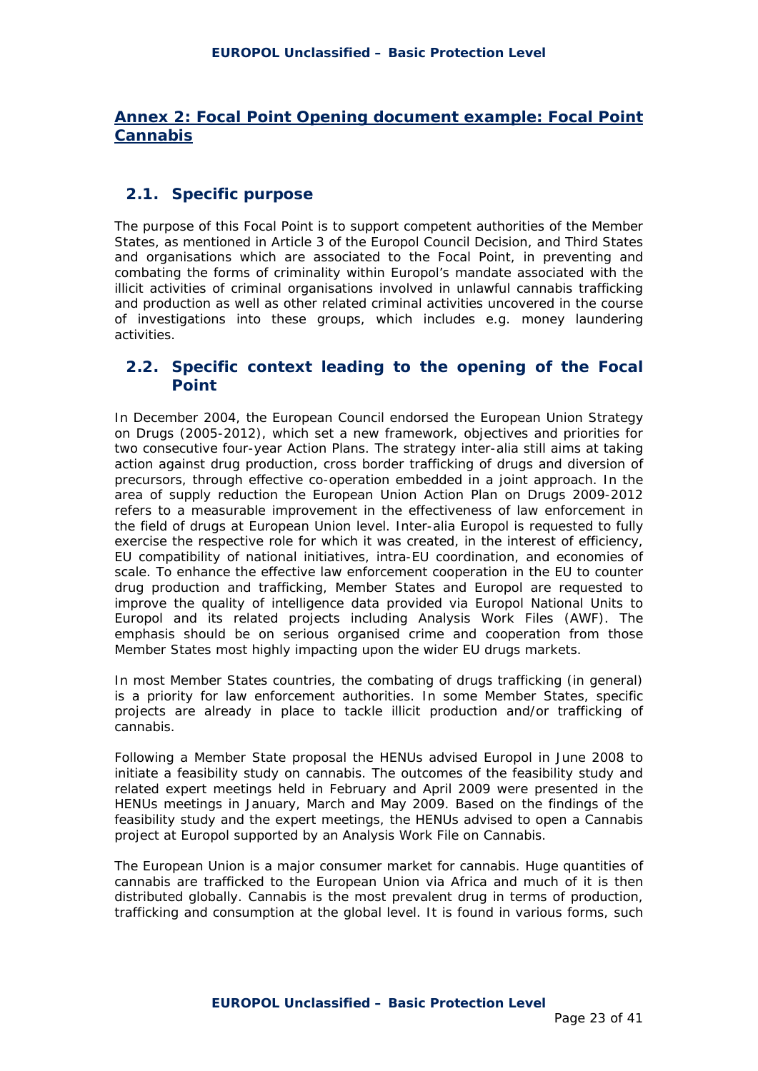## Annex 2: Focal Point Opening document example: Focal Point Cannabis

### 2.1. Specific purpose

The purpose of this Focal Point is to support competent authorities of the Member States, as mentioned in Article 3 of the Europol Council Decision, and Third States and organisations which are associated to the Focal Point, in preventing and combating the forms of criminality within Europol's mandate associated with the illicit activities of criminal organisations involved in unlawful cannabis trafficking and production as well as other related criminal activities uncovered in the course of investigations into these groups, which includes e.g. money laundering activities.

### 2.2. Specific context leading to the opening of the Focal Point

In December 2004, the European Council endorsed the European Union Strategy on Drugs (2005-2012), which set a new framework, objectives and priorities for two consecutive four-year Action Plans. The strategy inter-alia still aims at taking action against drug production, cross border trafficking of drugs and diversion of precursors, through effective co-operation embedded in a joint approach. In the area of supply reduction the European Union Action Plan on Drugs 2009-2012 refers to a measurable improvement in the effectiveness of law enforcement in the field of drugs at European Union level. Inter-alia Europol is requested to fully exercise the respective role for which it was created, in the interest of efficiency, EU compatibility of national initiatives, intra-EU coordination, and economies of scale. To enhance the effective law enforcement cooperation in the EU to counter drug production and trafficking, Member States and Europol are requested to improve the quality of intelligence data provided via Europol National Units to Europol and its related projects including Analysis Work Files (AWF). The emphasis should be on serious organised crime and cooperation from those Member States most highly impacting upon the wider EU drugs markets.

In most Member States countries, the combating of drugs trafficking (in general) is a priority for law enforcement authorities. In some Member States, specific projects are already in place to tackle illicit production and/or trafficking of cannabis.

Following a Member State proposal the HENUs advised Europol in June 2008 to initiate a feasibility study on cannabis. The outcomes of the feasibility study and related expert meetings held in February and April 2009 were presented in the HENUs meetings in January, March and May 2009. Based on the findings of the feasibility study and the expert meetings, the HENUs advised to open a Cannabis project at Europol supported by an Analysis Work File on Cannabis.

The European Union is a major consumer market for cannabis. Huge quantities of cannabis are trafficked to the European Union via Africa and much of it is then distributed globally. Cannabis is the most prevalent drug in terms of production, trafficking and consumption at the global level. It is found in various forms, such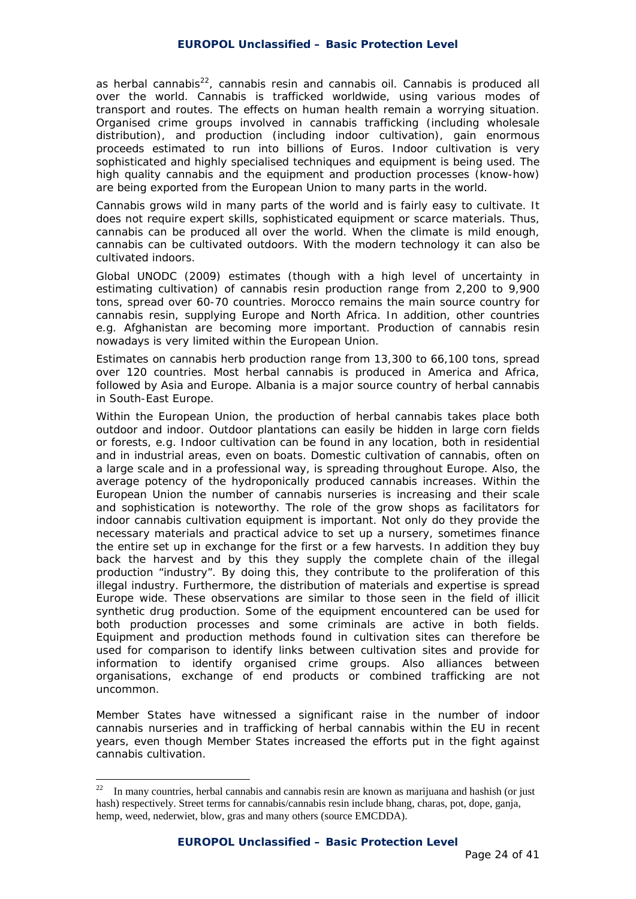as herbal cannabis[22], cannabis resin and cannabis oil. Cannabis is produced all over the world. Cannabis is trafficked worldwide, using various modes of transport and routes. The effects on human health remain a worrying situation. Organised crime groups involved in cannabis trafficking (including wholesale distribution), and production (including indoor cultivation), gain enormous proceeds estimated to run into billions of Euros. Indoor cultivation is very sophisticated and highly specialised techniques and equipment is being used. The high quality cannabis and the equipment and production processes (know-how) are being exported from the European Union to many parts in the world.

Cannabis grows wild in many parts of the world and is fairly easy to cultivate. It does not require expert skills, sophisticated equipment or scarce materials. Thus, cannabis can be produced all over the world. When the climate is mild enough, cannabis can be cultivated outdoors. With the modern technology it can also be cultivated indoors.

Global UNODC (2009) estimates (though with a high level of uncertainty in estimating cultivation) of cannabis resin production range from 2,200 to 9,900 tons, spread over 60-70 countries. Morocco remains the main source country for cannabis resin, supplying Europe and North Africa. In addition, other countries e.g. Afghanistan are becoming more important. Production of cannabis resin nowadays is very limited within the European Union.

Estimates on cannabis herb production range from 13,300 to 66,100 tons, spread over 120 countries. Most herbal cannabis is produced in America and Africa, followed by Asia and Europe. Albania is a major source country of herbal cannabis in South-East Europe.

Within the European Union, the production of herbal cannabis takes place both outdoor and indoor. Outdoor plantations can easily be hidden in large corn fields or forests, e.g. Indoor cultivation can be found in any location, both in residential and in industrial areas, even on boats. Domestic cultivation of cannabis, often on a large scale and in a professional way, is spreading throughout Europe. Also, the average potency of the hydroponically produced cannabis increases. Within the European Union the number of cannabis nurseries is increasing and their scale and sophistication is noteworthy. The role of the grow shops as facilitators for indoor cannabis cultivation equipment is important. Not only do they provide the necessary materials and practical advice to set up a nursery, sometimes finance the entire set up in exchange for the first or a few harvests. In addition they buy back the harvest and by this they supply the complete chain of the illegal production "industry". By doing this, they contribute to the proliferation of this illegal industry. Furthermore, the distribution of materials and expertise is spread Europe wide. These observations are similar to those seen in the field of illicit synthetic drug production. Some of the equipment encountered can be used for both production processes and some criminals are active in both fields. Equipment and production methods found in cultivation sites can therefore be used for comparison to identify links between cultivation sites and provide for information to identify organised crime groups. Also alliances between organisations, exchange of end products or combined trafficking are not uncommon.

Member States have witnessed a significant raise in the number of indoor cannabis nurseries and in trafficking of herbal cannabis within the EU in recent years, even though Member States increased the efforts put in the fight against cannabis cultivation.

---

[22] In many countries, herbal cannabis and cannabis resin are known as marijuana and hashish (or just hash) respectively. Street terms for cannabis/cannabis resin include bhang, charas, pot, dope, ganja, hemp, weed, nederwiet, blow, gras and many others (source EMCDDA).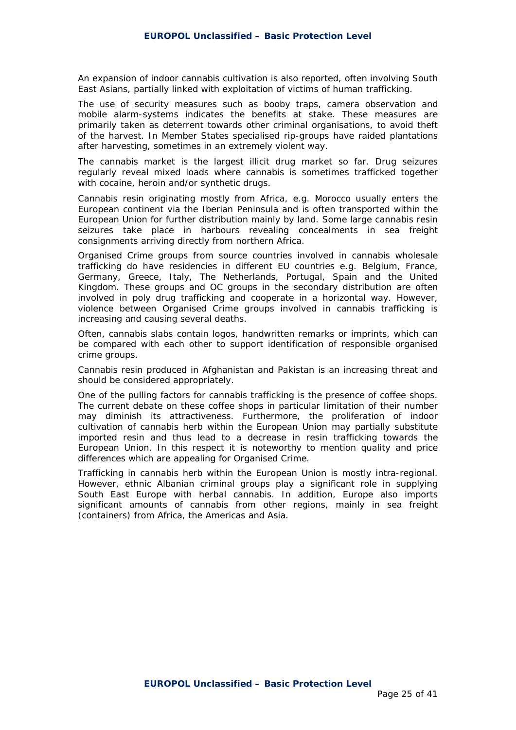An expansion of indoor cannabis cultivation is also reported, often involving South East Asians, partially linked with exploitation of victims of human trafficking.

The use of security measures such as booby traps, camera observation and mobile alarm-systems indicates the benefits at stake. These measures are primarily taken as deterrent towards other criminal organisations, to avoid theft of the harvest. In Member States specialised rip-groups have raided plantations after harvesting, sometimes in an extremely violent way.

The cannabis market is the largest illicit drug market so far. Drug seizures regularly reveal mixed loads where cannabis is sometimes trafficked together with cocaine, heroin and/or synthetic drugs.

Cannabis resin originating mostly from Africa, e.g. Morocco usually enters the European continent via the Iberian Peninsula and is often transported within the European Union for further distribution mainly by land. Some large cannabis resin seizures take place in harbours revealing concealments in sea freight consignments arriving directly from northern Africa.

Organised Crime groups from source countries involved in cannabis wholesale trafficking do have residencies in different EU countries e.g. Belgium, France, Germany, Greece, Italy, The Netherlands, Portugal, Spain and the United Kingdom. These groups and OC groups in the secondary distribution are often involved in poly drug trafficking and cooperate in a horizontal way. However, violence between Organised Crime groups involved in cannabis trafficking is increasing and causing several deaths.

Often, cannabis slabs contain logos, handwritten remarks or imprints, which can be compared with each other to support identification of responsible organised crime groups.

Cannabis resin produced in Afghanistan and Pakistan is an increasing threat and should be considered appropriately.

One of the pulling factors for cannabis trafficking is the presence of coffee shops. The current debate on these coffee shops in particular limitation of their number may diminish its attractiveness. Furthermore, the proliferation of indoor cultivation of cannabis herb within the European Union may partially substitute imported resin and thus lead to a decrease in resin trafficking towards the European Union. In this respect it is noteworthy to mention quality and price differences which are appealing for Organised Crime.

Trafficking in cannabis herb within the European Union is mostly intra-regional. However, ethnic Albanian criminal groups play a significant role in supplying South East Europe with herbal cannabis. In addition, Europe also imports significant amounts of cannabis from other regions, mainly in sea freight (containers) from Africa, the Americas and Asia.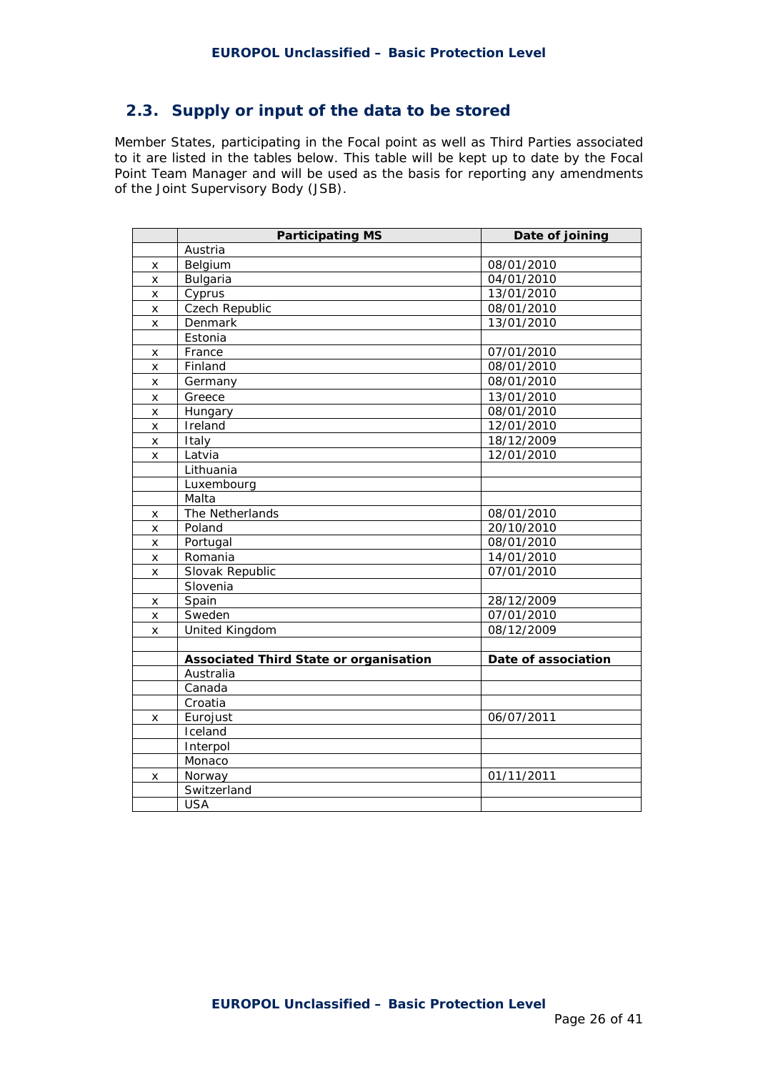## 2.3. Supply or input of the data to be stored

Member States, participating in the Focal point as well as Third Parties associated to it are listed in the tables below. This table will be kept up to date by the Focal Point Team Manager and will be used as the basis for reporting any amendments of the Joint Supervisory Body (JSB).

| | **Participating MS** | **Date of joining** |
|---|---|---|
| | Austria | |
| x | Belgium | 08/01/2010 |
| x | Bulgaria | 04/01/2010 |
| x | Cyprus | 13/01/2010 |
| x | Czech Republic | 08/01/2010 |
| x | Denmark | 13/01/2010 |
| | Estonia | |
| x | France | 07/01/2010 |
| x | Finland | 08/01/2010 |
| x | Germany | 08/01/2010 |
| x | Greece | 13/01/2010 |
| x | Hungary | 08/01/2010 |
| x | Ireland | 12/01/2010 |
| x | Italy | 18/12/2009 |
| x | Latvia | 12/01/2010 |
| | Lithuania | |
| | Luxembourg | |
| | Malta | |
| x | The Netherlands | 08/01/2010 |
| x | Poland | 20/10/2010 |
| x | Portugal | 08/01/2010 |
| x | Romania | 14/01/2010 |
| x | Slovak Republic | 07/01/2010 |
| | Slovenia | |
| x | Spain | 28/12/2009 |
| x | Sweden | 07/01/2010 |
| x | United Kingdom | 08/12/2009 |
| | | |
| | **Associated Third State or organisation** | **Date of association** |
| | Australia | |
| | Canada | |
| | Croatia | |
| x | Eurojust | 06/07/2011 |
| | Iceland | |
| | Interpol | |
| | Monaco | |
| x | Norway | 01/11/2011 |
| | Switzerland | |
| | USA | |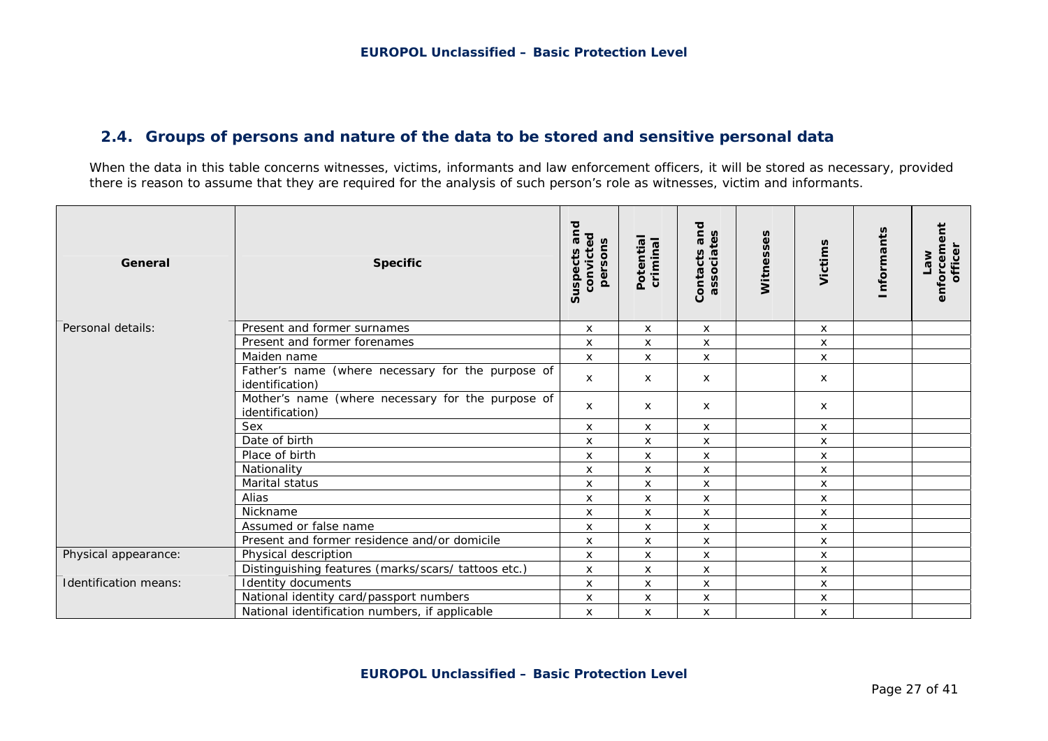## 2.4. Groups of persons and nature of the data to be stored and sensitive personal data

When the data in this table concerns witnesses, victims, informants and law enforcement officers, it will be stored as necessary, provided there is reason to assume that they are required for the analysis of such person's role as witnesses, victim and informants.

| General | Specific | Suspects and convicted persons | Potential criminal | Contacts and associates | Witnesses | Victims | Informants | Law enforcement officer |
|---|---|---|---|---|---|---|---|---|
| Personal details: | Present and former surnames | x | x | x | | x | | |
| | Present and former forenames | x | x | x | | x | | |
| | Maiden name | x | x | x | | x | | |
| | Father's name (where necessary for the purpose of identification) | x | x | x | | x | | |
| | Mother's name (where necessary for the purpose of identification) | x | x | x | | x | | |
| | Sex | x | x | x | | x | | |
| | Date of birth | x | x | x | | x | | |
| | Place of birth | x | x | x | | x | | |
| | Nationality | x | x | x | | x | | |
| | Marital status | x | x | x | | x | | |
| | Alias | x | x | x | | x | | |
| | Nickname | x | x | x | | x | | |
| | Assumed or false name | x | x | x | | x | | |
| | Present and former residence and/or domicile | x | x | x | | x | | |
| Physical appearance: | Physical description | x | x | x | | x | | |
| | Distinguishing features (marks/scars/ tattoos etc.) | x | x | x | | x | | |
| Identification means: | Identity documents | x | x | x | | x | | |
| | National identity card/passport numbers | x | x | x | | x | | |
| | National identification numbers, if applicable | x | x | x | | x | | |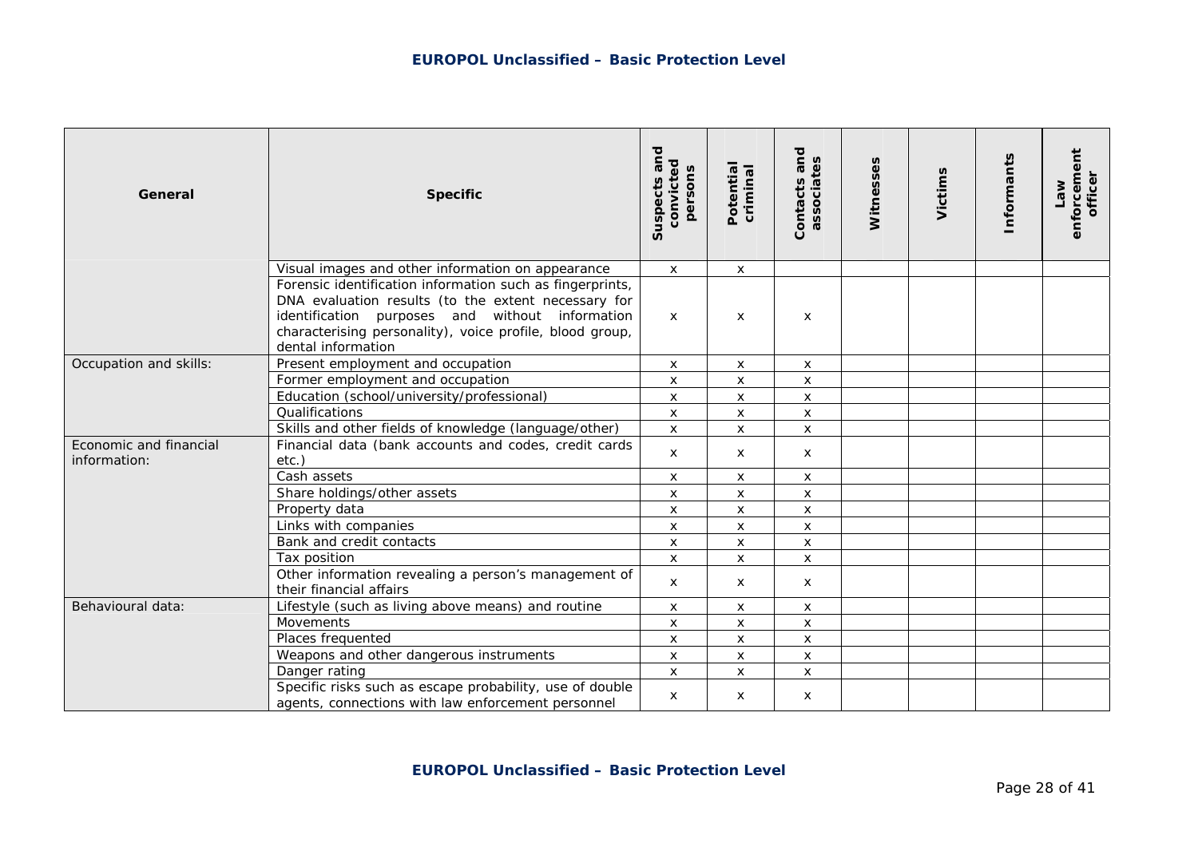| General | Specific | Suspects and convicted persons | Potential criminal | Contacts and associates | Witnesses | Victims | Informants | Law enforcement officer |
|---|---|---|---|---|---|---|---|---|
| | Visual images and other information on appearance | x | x | | | | | |
| | Forensic identification information such as fingerprints, DNA evaluation results (to the extent necessary for identification purposes and without information characterising personality), voice profile, blood group, dental information | x | x | x | | | | |
| Occupation and skills: | Present employment and occupation | x | x | x | | | | |
| | Former employment and occupation | x | x | x | | | | |
| | Education (school/university/professional) | x | x | x | | | | |
| | Qualifications | x | x | x | | | | |
| | Skills and other fields of knowledge (language/other) | x | x | x | | | | |
| Economic and financial information: | Financial data (bank accounts and codes, credit cards etc.) | x | x | x | | | | |
| | Cash assets | x | x | x | | | | |
| | Share holdings/other assets | x | x | x | | | | |
| | Property data | x | x | x | | | | |
| | Links with companies | x | x | x | | | | |
| | Bank and credit contacts | x | x | x | | | | |
| | Tax position | x | x | x | | | | |
| | Other information revealing a person's management of their financial affairs | x | x | x | | | | |
| Behavioural data: | Lifestyle (such as living above means) and routine | x | x | x | | | | |
| | Movements | x | x | x | | | | |
| | Places frequented | x | x | x | | | | |
| | Weapons and other dangerous instruments | x | x | x | | | | |
| | Danger rating | x | x | x | | | | |
| | Specific risks such as escape probability, use of double agents, connections with law enforcement personnel | x | x | x | | | | |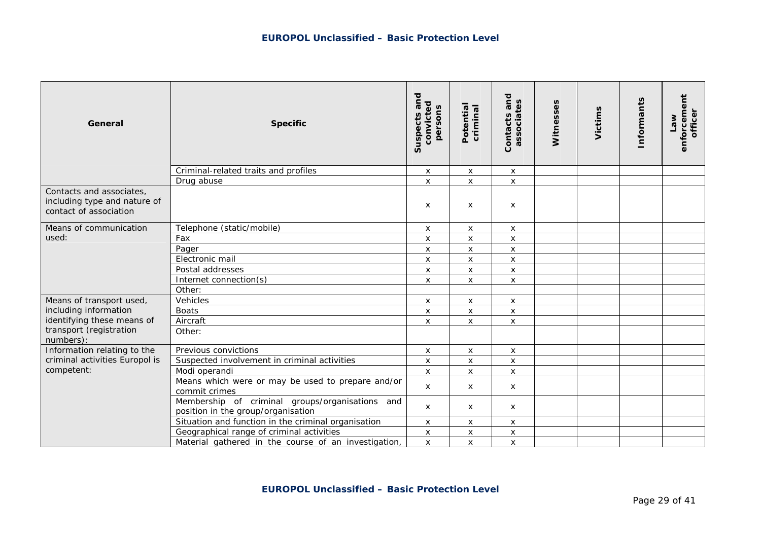| General | Specific | Suspects and convicted persons | Potential criminal | Contacts and associates | Witnesses | Victims | Informants | Law enforcement officer |
|---|---|---|---|---|---|---|---|---|
| | Criminal-related traits and profiles | x | x | x | | | | |
| | Drug abuse | x | x | x | | | | |
| Contacts and associates, including type and nature of contact of association | | x | x | x | | | | |
| Means of communication used: | Telephone (static/mobile) | x | x | x | | | | |
| | Fax | x | x | x | | | | |
| | Pager | x | x | x | | | | |
| | Electronic mail | x | x | x | | | | |
| | Postal addresses | x | x | x | | | | |
| | Internet connection(s) | x | x | x | | | | |
| | Other: | | | | | | | |
| Means of transport used, including information identifying these means of transport (registration numbers): | Vehicles | x | x | x | | | | |
| | Boats | x | x | x | | | | |
| | Aircraft | x | x | x | | | | |
| | Other: | | | | | | | |
| Information relating to the criminal activities Europol is competent: | Previous convictions | x | x | x | | | | |
| | Suspected involvement in criminal activities | x | x | x | | | | |
| | Modi operandi | x | x | x | | | | |
| | Means which were or may be used to prepare and/or commit crimes | x | x | x | | | | |
| | Membership of criminal groups/organisations and position in the group/organisation | x | x | x | | | | |
| | Situation and function in the criminal organisation | x | x | x | | | | |
| | Geographical range of criminal activities | x | x | x | | | | |
| | Material gathered in the course of an investigation, | x | x | x | | | | |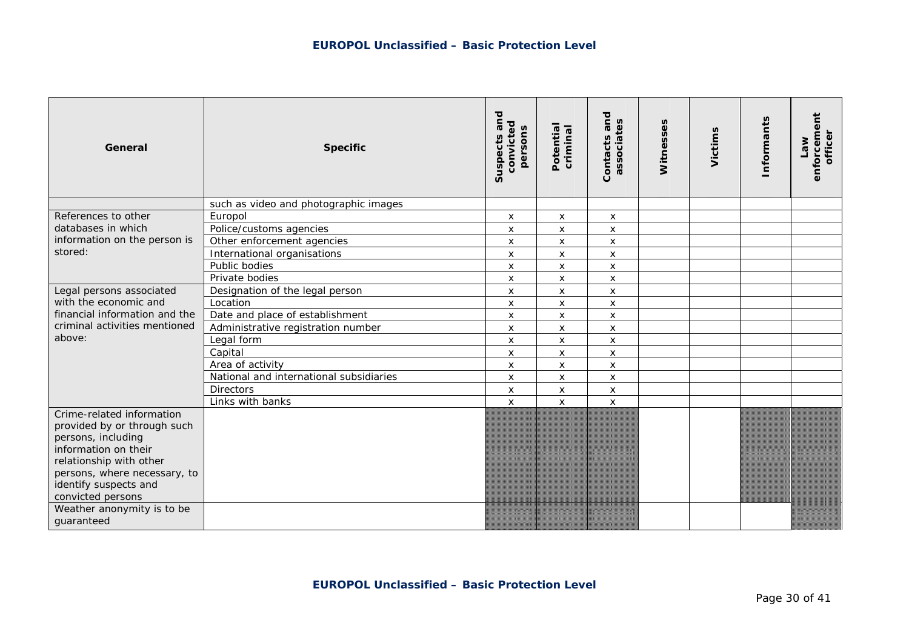| General | Specific | Suspects and convicted persons | Potential criminal | Contacts and associates | Witnesses | Victims | Informants | Law enforcement officer |
|---|---|---|---|---|---|---|---|---|
| | such as video and photographic images | | | | | | | |
| References to other databases in which information on the person is stored: | Europol | x | x | x | | | | |
| | Police/customs agencies | x | x | x | | | | |
| | Other enforcement agencies | x | x | x | | | | |
| | International organisations | x | x | x | | | | |
| | Public bodies | x | x | x | | | | |
| | Private bodies | x | x | x | | | | |
| Legal persons associated with the economic and financial information and the criminal activities mentioned above: | Designation of the legal person | x | x | x | | | | |
| | Location | x | x | x | | | | |
| | Date and place of establishment | x | x | x | | | | |
| | Administrative registration number | x | x | x | | | | |
| | Legal form | x | x | x | | | | |
| | Capital | x | x | x | | | | |
| | Area of activity | x | x | x | | | | |
| | National and international subsidiaries | x | x | x | | | | |
| | Directors | x | x | x | | | | |
| | Links with banks | x | x | x | | | | |
| Crime-related information provided by or through such persons, including information on their relationship with other persons, where necessary, to identify suspects and convicted persons | | | | | | | | |
| Weather anonymity is to be guaranteed | | | | | | | | |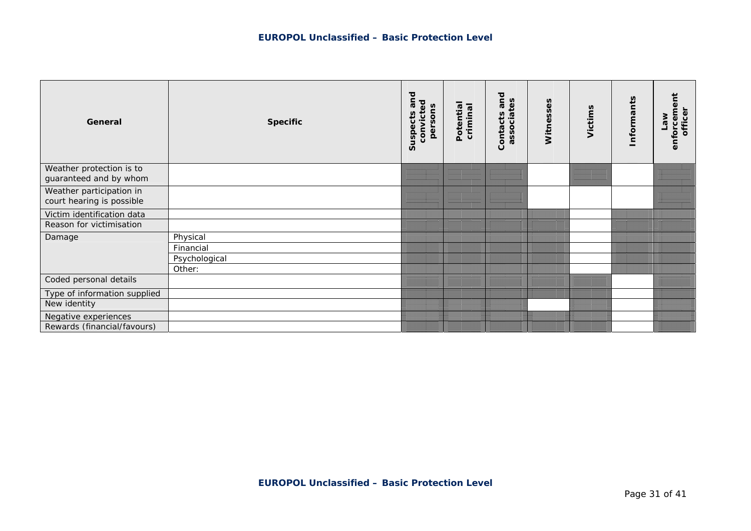| General | Specific | Suspects and convicted persons | Potential criminal | Contacts and associates | Witnesses | Victims | Informants | Law enforcement officer |
|---|---|---|---|---|---|---|---|---|
| Weather protection is to guaranteed and by whom | | | | | | | | |
| Weather participation in court hearing is possible | | | | | | | | |
| Victim identification data | | | | | | | | |
| Reason for victimisation | | | | | | | | |
| Damage | Physical | | | | | | | |
| | Financial | | | | | | | |
| | Psychological | | | | | | | |
| | Other: | | | | | | | |
| Coded personal details | | | | | | | | |
| Type of information supplied | | | | | | | | |
| New identity | | | | | | | | |
| Negative experiences | | | | | | | | |
| Rewards (financial/favours) | | | | | | | | |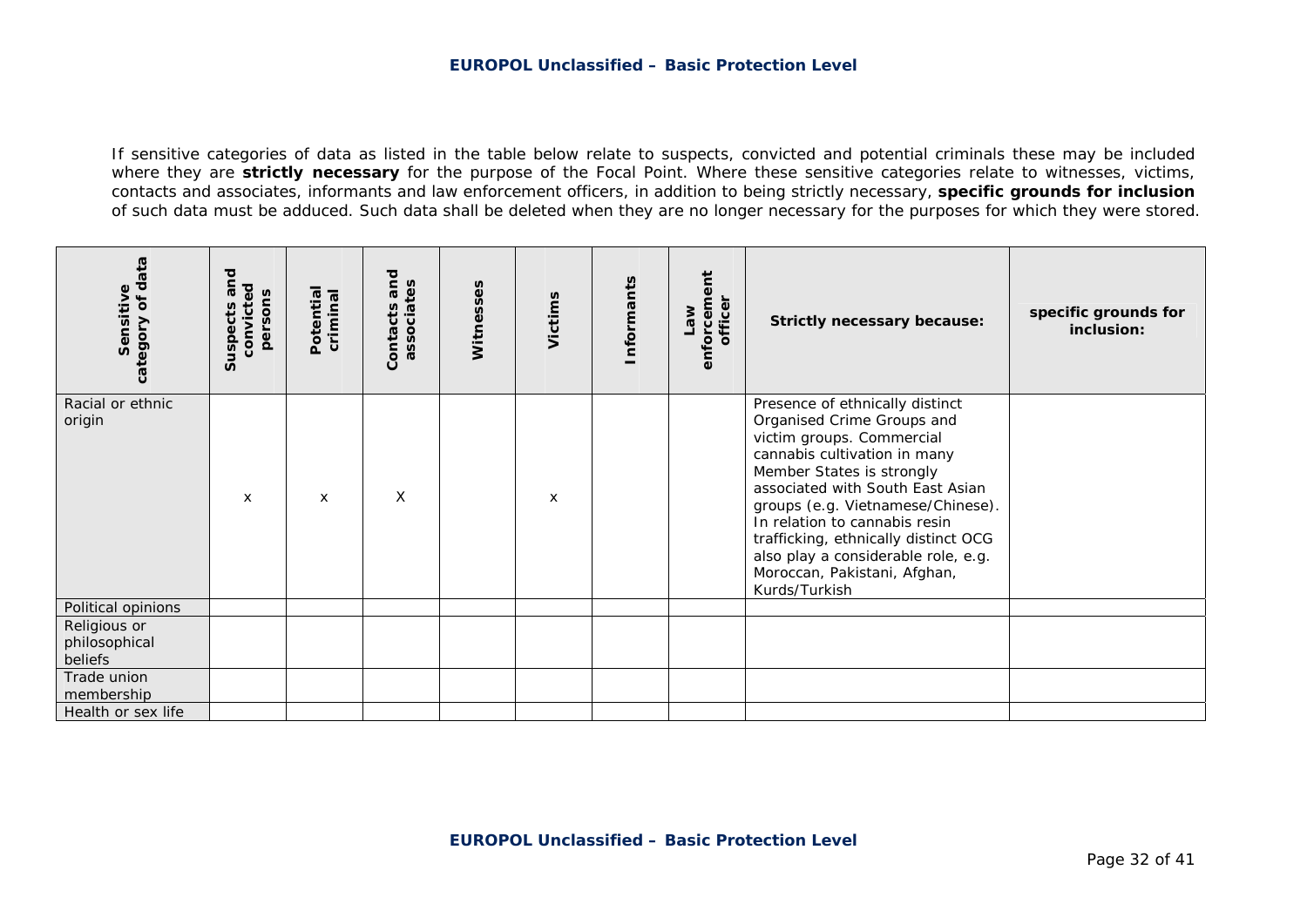If sensitive categories of data as listed in the table below relate to suspects, convicted and potential criminals these may be included where they are **strictly necessary** for the purpose of the Focal Point. Where these sensitive categories relate to witnesses, victims, contacts and associates, informants and law enforcement officers, in addition to being strictly necessary, **specific grounds for inclusion** of such data must be adduced. Such data shall be deleted when they are no longer necessary for the purposes for which they were stored.

| **Sensitive category of data** | **Suspects and convicted persons** | **Potential criminal** | **Contacts and associates** | **Witnesses** | **Victims** | **Informants** | **Law enforcement officer** | **Strictly necessary because:** | **specific grounds for inclusion:** |
|---|---|---|---|---|---|---|---|---|---|
| Racial or ethnic origin | x | x | X | | x | | | Presence of ethnically distinct Organised Crime Groups and victim groups. Commercial cannabis cultivation in many Member States is strongly associated with South East Asian groups (e.g. Vietnamese/Chinese). In relation to cannabis resin trafficking, ethnically distinct OCG also play a considerable role, e.g. Moroccan, Pakistani, Afghan, Kurds/Turkish | |
| Political opinions | | | | | | | | | |
| Religious or philosophical beliefs | | | | | | | | | |
| Trade union membership | | | | | | | | | |
| Health or sex life | | | | | | | | | |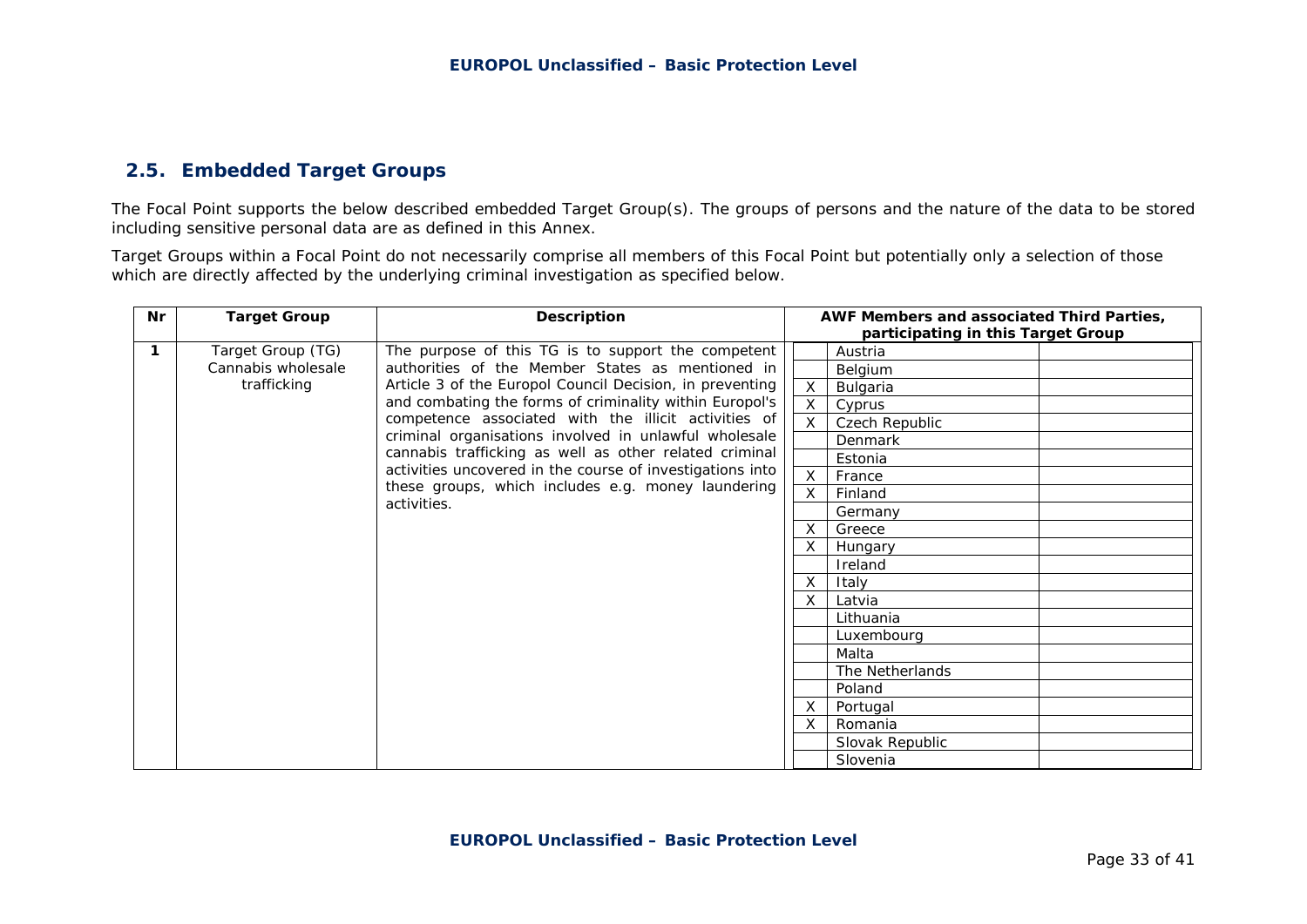## 2.5. Embedded Target Groups

The Focal Point supports the below described embedded Target Group(s). The groups of persons and the nature of the data to be stored including sensitive personal data are as defined in this Annex.

Target Groups within a Focal Point do not necessarily comprise all members of this Focal Point but potentially only a selection of those which are directly affected by the underlying criminal investigation as specified below.

| Nr | Target Group | Description | AWF Members and associated Third Parties, participating in this Target Group | | |
|---|---|---|---|---|---|
| 1 | Target Group (TG) Cannabis wholesale trafficking | The purpose of this TG is to support the competent authorities of the Member States as mentioned in Article 3 of the Europol Council Decision, in preventing and combating the forms of criminality within Europol's competence associated with the illicit activities of criminal organisations involved in unlawful wholesale cannabis trafficking as well as other related criminal activities uncovered in the course of investigations into these groups, which includes e.g. money laundering activities. | | Austria | |
| | | | | Belgium | |
| | | | X | Bulgaria | |
| | | | X | Cyprus | |
| | | | X | Czech Republic | |
| | | | | Denmark | |
| | | | | Estonia | |
| | | | X | France | |
| | | | X | Finland | |
| | | | | Germany | |
| | | | X | Greece | |
| | | | X | Hungary | |
| | | | | Ireland | |
| | | | X | Italy | |
| | | | X | Latvia | |
| | | | | Lithuania | |
| | | | | Luxembourg | |
| | | | | Malta | |
| | | | | The Netherlands | |
| | | | | Poland | |
| | | | X | Portugal | |
| | | | X | Romania | |
| | | | | Slovak Republic | |
| | | | | Slovenia | |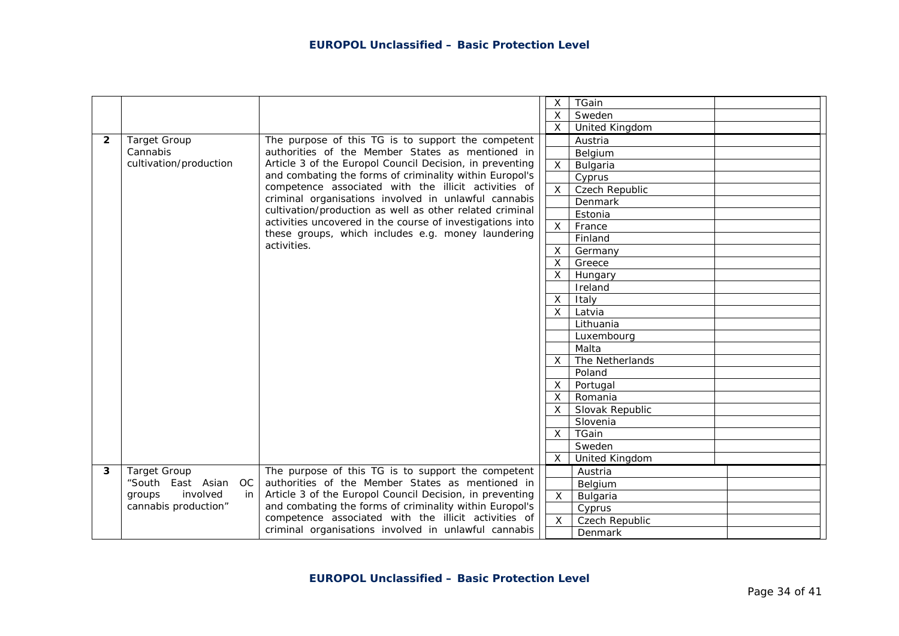| | | | | | |
|---|---|---|---|---|---|
| | | | X | TGain | |
| | | | X | Sweden | |
| | | | X | United Kingdom | |
| **2** | Target Group Cannabis cultivation/production | The purpose of this TG is to support the competent authorities of the Member States as mentioned in Article 3 of the Europol Council Decision, in preventing and combating the forms of criminality within Europol's competence associated with the illicit activities of criminal organisations involved in unlawful cannabis cultivation/production as well as other related criminal activities uncovered in the course of investigations into these groups, which includes e.g. money laundering activities. | | Austria | |
| | | | | Belgium | |
| | | | X | Bulgaria | |
| | | | | Cyprus | |
| | | | X | Czech Republic | |
| | | | | Denmark | |
| | | | | Estonia | |
| | | | X | France | |
| | | | | Finland | |
| | | | X | Germany | |
| | | | X | Greece | |
| | | | X | Hungary | |
| | | | | Ireland | |
| | | | X | Italy | |
| | | | X | Latvia | |
| | | | | Lithuania | |
| | | | | Luxembourg | |
| | | | | Malta | |
| | | | X | The Netherlands | |
| | | | | Poland | |
| | | | X | Portugal | |
| | | | X | Romania | |
| | | | X | Slovak Republic | |
| | | | | Slovenia | |
| | | | X | TGain | |
| | | | | Sweden | |
| | | | X | United Kingdom | |
| **3** | Target Group "South East Asian OC groups involved in cannabis production" | The purpose of this TG is to support the competent authorities of the Member States as mentioned in Article 3 of the Europol Council Decision, in preventing and combating the forms of criminality within Europol's competence associated with the illicit activities of criminal organisations involved in unlawful cannabis | | Austria | |
| | | | | Belgium | |
| | | | X | Bulgaria | |
| | | | | Cyprus | |
| | | | X | Czech Republic | |
| | | | | Denmark | |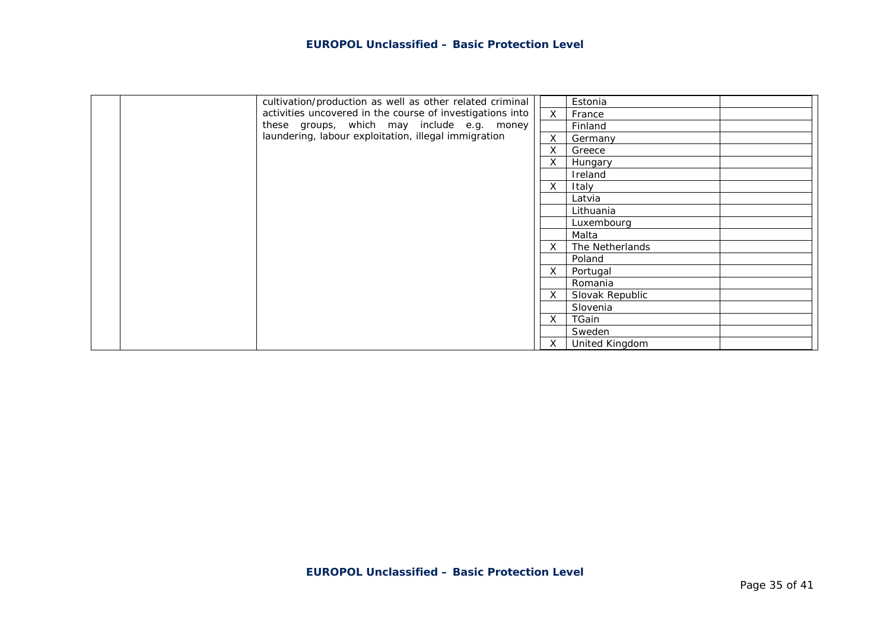|  |  | cultivation/production as well as other related criminal activities uncovered in the course of investigations into these groups, which may include e.g. money laundering, labour exploitation, illegal immigration |  | Estonia |  |
|---|---|---|---|---|---|
|  |  |  | X | France |  |
|  |  |  |  | Finland |  |
|  |  |  | X | Germany |  |
|  |  |  | X | Greece |  |
|  |  |  | X | Hungary |  |
|  |  |  |  | Ireland |  |
|  |  |  | X | Italy |  |
|  |  |  |  | Latvia |  |
|  |  |  |  | Lithuania |  |
|  |  |  |  | Luxembourg |  |
|  |  |  |  | Malta |  |
|  |  |  | X | The Netherlands |  |
|  |  |  |  | Poland |  |
|  |  |  | X | Portugal |  |
|  |  |  |  | Romania |  |
|  |  |  | X | Slovak Republic |  |
|  |  |  |  | Slovenia |  |
|  |  |  | X | TGain |  |
|  |  |  |  | Sweden |  |
|  |  |  | X | United Kingdom |  |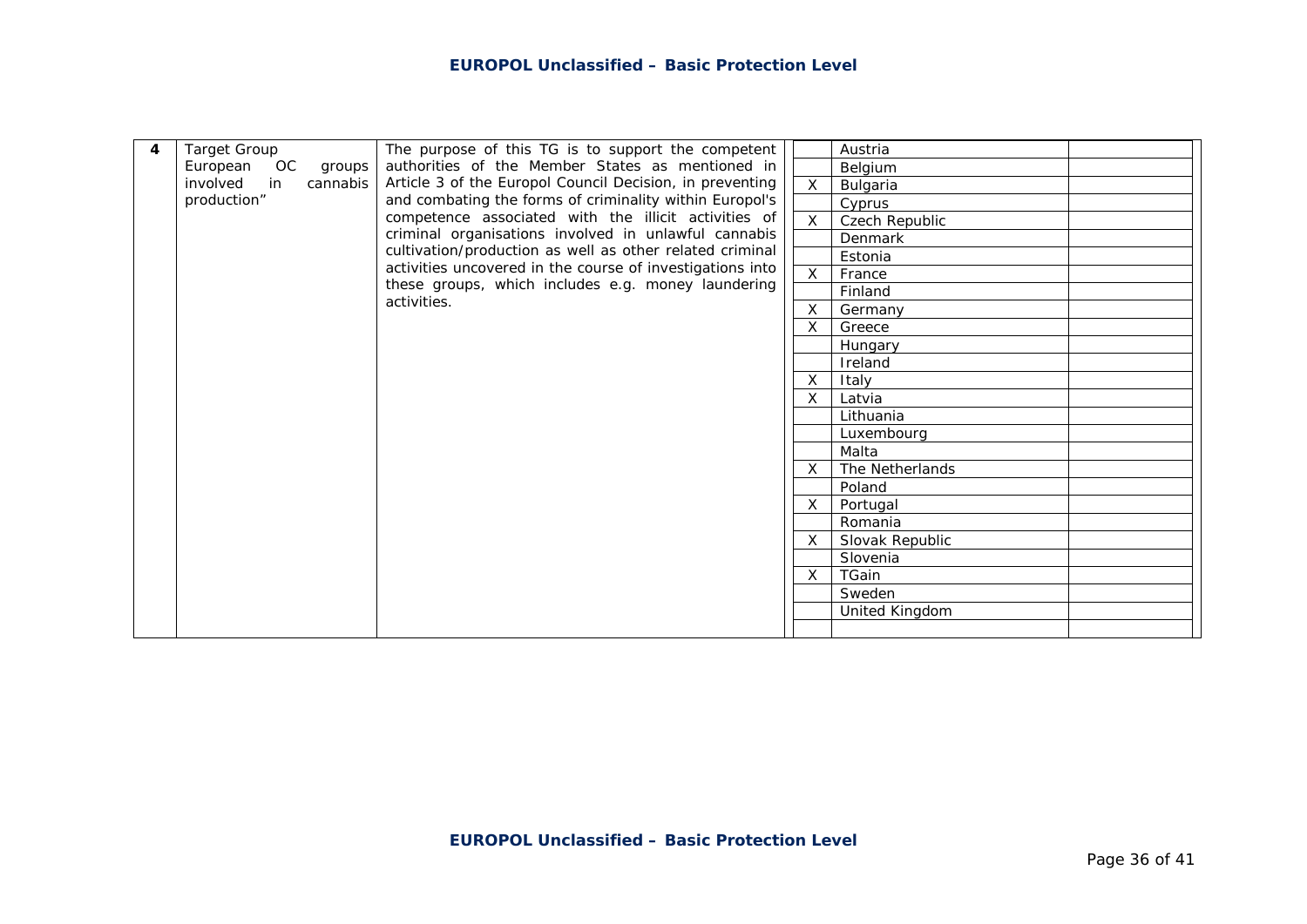| | | | | | |
|---|---|---|---|---|---|
| 4 | Target Group European OC groups involved in cannabis production” | The purpose of this TG is to support the competent authorities of the Member States as mentioned in Article 3 of the Europol Council Decision, in preventing and combating the forms of criminality within Europol's competence associated with the illicit activities of criminal organisations involved in unlawful cannabis cultivation/production as well as other related criminal activities uncovered in the course of investigations into these groups, which includes e.g. money laundering activities. | | Austria | |
| | | | | Belgium | |
| | | | X | Bulgaria | |
| | | | | Cyprus | |
| | | | X | Czech Republic | |
| | | | | Denmark | |
| | | | | Estonia | |
| | | | X | France | |
| | | | | Finland | |
| | | | X | Germany | |
| | | | X | Greece | |
| | | | | Hungary | |
| | | | | Ireland | |
| | | | X | Italy | |
| | | | X | Latvia | |
| | | | | Lithuania | |
| | | | | Luxembourg | |
| | | | | Malta | |
| | | | X | The Netherlands | |
| | | | | Poland | |
| | | | X | Portugal | |
| | | | | Romania | |
| | | | X | Slovak Republic | |
| | | | | Slovenia | |
| | | | X | TGain | |
| | | | | Sweden | |
| | | | | United Kingdom | |
| | | | | | |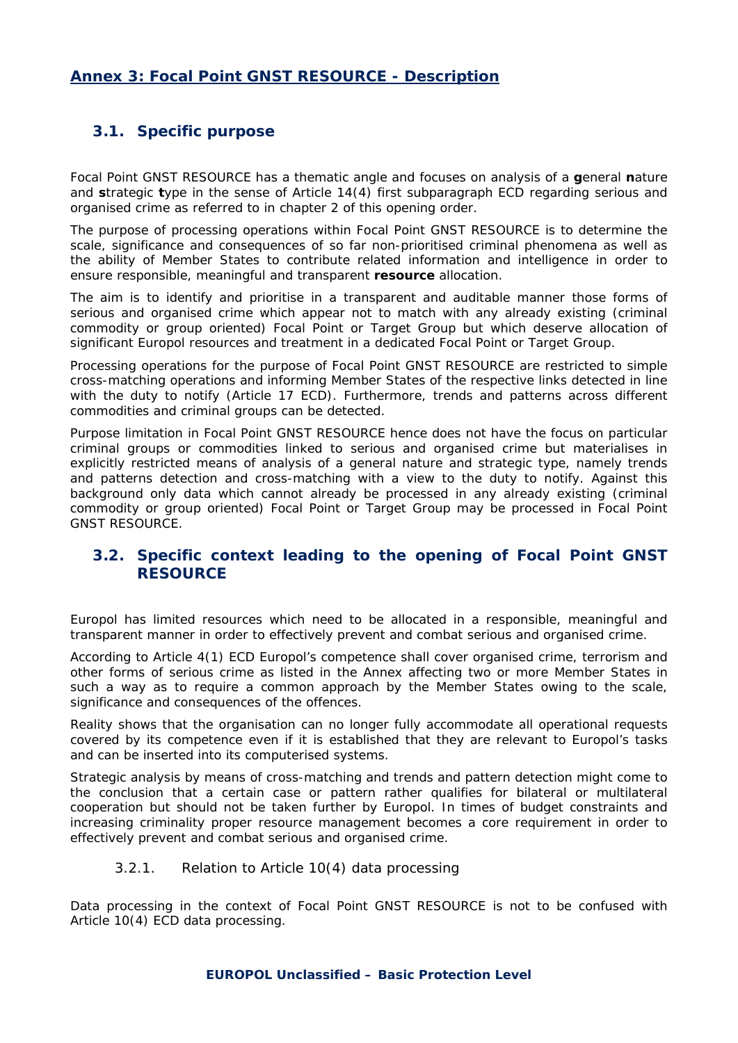# Annex 3: Focal Point GNST RESOURCE - Description

## 3.1. Specific purpose

Focal Point GNST RESOURCE has a thematic angle and focuses on analysis of a **g**eneral **n**ature and **s**trategic **t**ype in the sense of Article 14(4) first subparagraph ECD regarding serious and organised crime as referred to in chapter 2 of this opening order.

The purpose of processing operations within Focal Point GNST RESOURCE is to determine the scale, significance and consequences of so far non-prioritised criminal phenomena as well as the ability of Member States to contribute related information and intelligence in order to ensure responsible, meaningful and transparent **resource** allocation.

The aim is to identify and prioritise in a transparent and auditable manner those forms of serious and organised crime which appear not to match with any already existing (criminal commodity or group oriented) Focal Point or Target Group but which deserve allocation of significant Europol resources and treatment in a dedicated Focal Point or Target Group.

Processing operations for the purpose of Focal Point GNST RESOURCE are restricted to simple cross-matching operations and informing Member States of the respective links detected in line with the duty to notify (Article 17 ECD). Furthermore, trends and patterns across different commodities and criminal groups can be detected.

Purpose limitation in Focal Point GNST RESOURCE hence does not have the focus on particular criminal groups or commodities linked to serious and organised crime but materialises in explicitly restricted means of analysis of a general nature and strategic type, namely trends and patterns detection and cross-matching with a view to the duty to notify. Against this background only data which cannot already be processed in any already existing (criminal commodity or group oriented) Focal Point or Target Group may be processed in Focal Point GNST RESOURCE.

## 3.2. Specific context leading to the opening of Focal Point GNST RESOURCE

Europol has limited resources which need to be allocated in a responsible, meaningful and transparent manner in order to effectively prevent and combat serious and organised crime.

According to Article 4(1) ECD Europol's competence shall cover organised crime, terrorism and other forms of serious crime as listed in the Annex affecting two or more Member States in such a way as to require a common approach by the Member States owing to the scale, significance and consequences of the offences.

Reality shows that the organisation can no longer fully accommodate all operational requests covered by its competence even if it is established that they are relevant to Europol's tasks and can be inserted into its computerised systems.

Strategic analysis by means of cross-matching and trends and pattern detection might come to the conclusion that a certain case or pattern rather qualifies for bilateral or multilateral cooperation but should not be taken further by Europol. In times of budget constraints and increasing criminality proper resource management becomes a core requirement in order to effectively prevent and combat serious and organised crime.

### 3.2.1. Relation to Article 10(4) data processing

Data processing in the context of Focal Point GNST RESOURCE is not to be confused with Article 10(4) ECD data processing.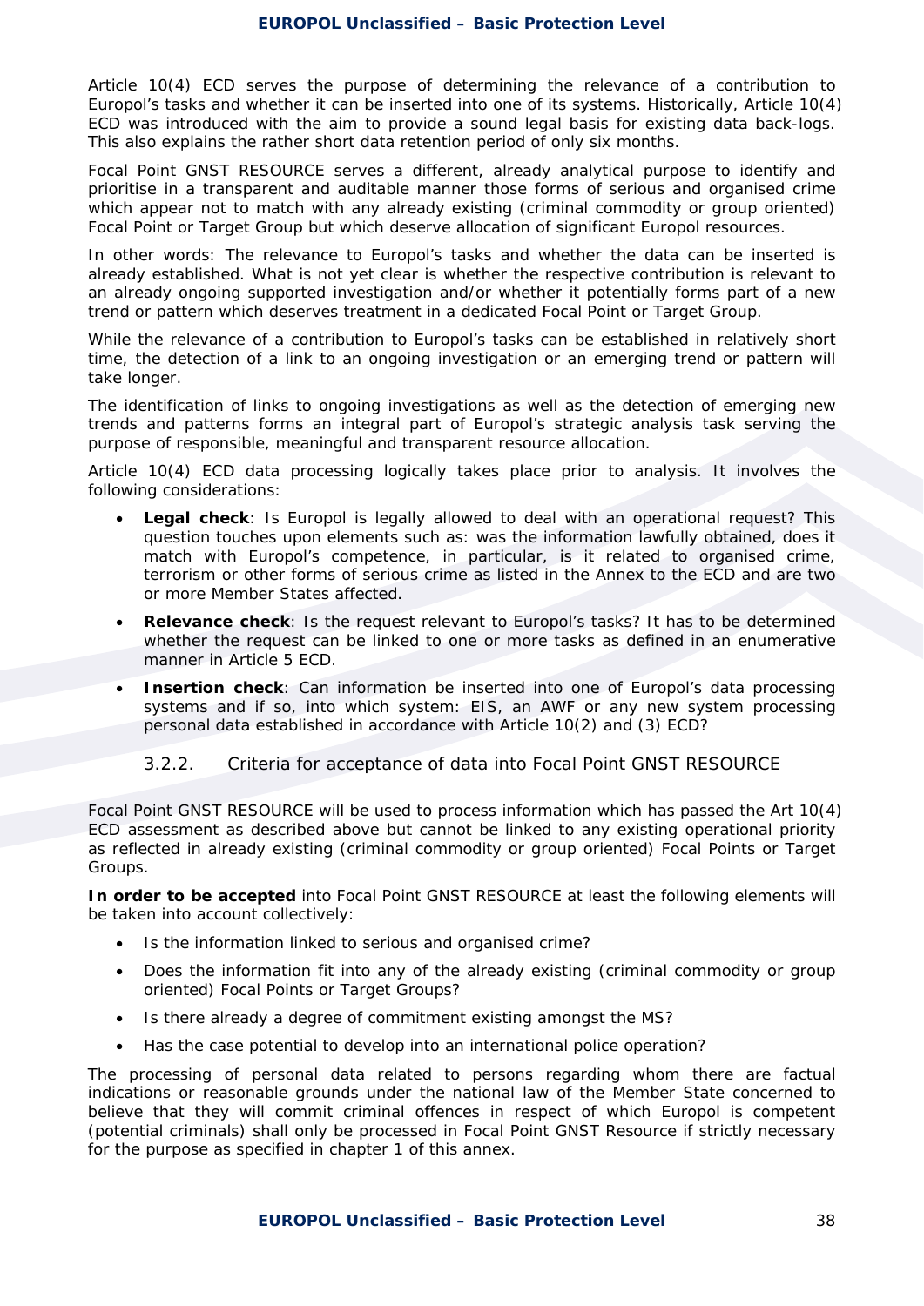Article 10(4) ECD serves the purpose of determining the relevance of a contribution to Europol's tasks and whether it can be inserted into one of its systems. Historically, Article 10(4) ECD was introduced with the aim to provide a sound legal basis for existing data back-logs. This also explains the rather short data retention period of only six months.

Focal Point GNST RESOURCE serves a different, already analytical purpose to identify and prioritise in a transparent and auditable manner those forms of serious and organised crime which appear not to match with any already existing (criminal commodity or group oriented) Focal Point or Target Group but which deserve allocation of significant Europol resources.

In other words: The relevance to Europol's tasks and whether the data can be inserted is already established. What is not yet clear is whether the respective contribution is relevant to an already ongoing supported investigation and/or whether it potentially forms part of a new trend or pattern which deserves treatment in a dedicated Focal Point or Target Group.

While the relevance of a contribution to Europol's tasks can be established in relatively short time, the detection of a link to an ongoing investigation or an emerging trend or pattern will take longer.

The identification of links to ongoing investigations as well as the detection of emerging new trends and patterns forms an integral part of Europol's strategic analysis task serving the purpose of responsible, meaningful and transparent resource allocation.

Article 10(4) ECD data processing logically takes place prior to analysis. It involves the following considerations:

- **Legal check**: Is Europol is legally allowed to deal with an operational request? This question touches upon elements such as: was the information lawfully obtained, does it match with Europol's competence, in particular, is it related to organised crime, terrorism or other forms of serious crime as listed in the Annex to the ECD and are two or more Member States affected.
- **Relevance check**: Is the request relevant to Europol's tasks? It has to be determined whether the request can be linked to one or more tasks as defined in an enumerative manner in Article 5 ECD.
- **Insertion check**: Can information be inserted into one of Europol's data processing systems and if so, into which system: EIS, an AWF or any new system processing personal data established in accordance with Article 10(2) and (3) ECD?

### 3.2.2. Criteria for acceptance of data into Focal Point GNST RESOURCE

Focal Point GNST RESOURCE will be used to process information which has passed the Art 10(4) ECD assessment as described above but cannot be linked to any existing operational priority as reflected in already existing (criminal commodity or group oriented) Focal Points or Target Groups.

**In order to be accepted** into Focal Point GNST RESOURCE at least the following elements will be taken into account collectively:

- Is the information linked to serious and organised crime?
- Does the information fit into any of the already existing (criminal commodity or group oriented) Focal Points or Target Groups?
- Is there already a degree of commitment existing amongst the MS?
- Has the case potential to develop into an international police operation?

The processing of personal data related to persons regarding whom there are factual indications or reasonable grounds under the national law of the Member State concerned to believe that they will commit criminal offences in respect of which Europol is competent (potential criminals) shall only be processed in Focal Point GNST Resource if strictly necessary for the purpose as specified in chapter 1 of this annex.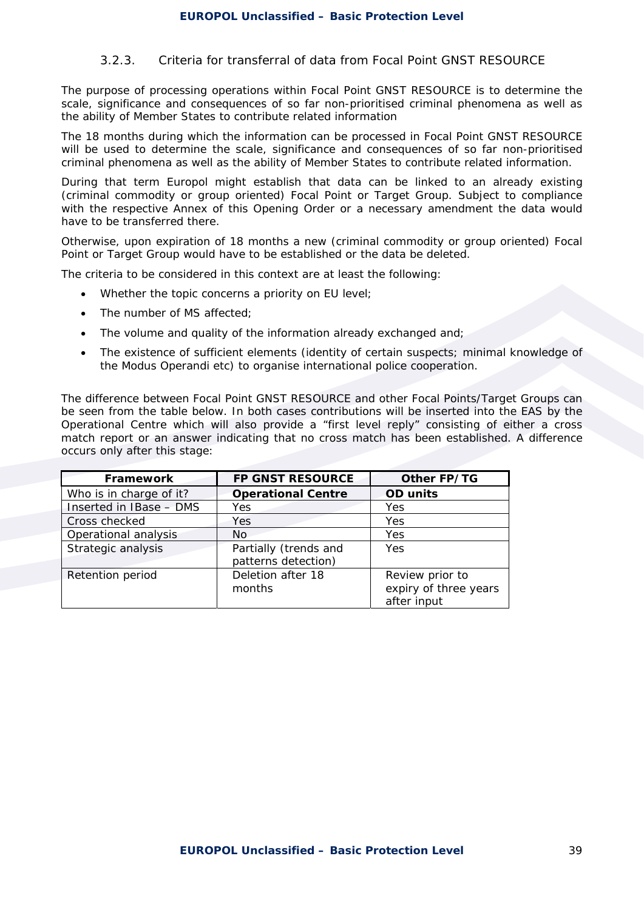### 3.2.3. Criteria for transferral of data from Focal Point GNST RESOURCE

The purpose of processing operations within Focal Point GNST RESOURCE is to determine the scale, significance and consequences of so far non-prioritised criminal phenomena as well as the ability of Member States to contribute related information

The 18 months during which the information can be processed in Focal Point GNST RESOURCE will be used to determine the scale, significance and consequences of so far non-prioritised criminal phenomena as well as the ability of Member States to contribute related information.

During that term Europol might establish that data can be linked to an already existing (criminal commodity or group oriented) Focal Point or Target Group. Subject to compliance with the respective Annex of this Opening Order or a necessary amendment the data would have to be transferred there.

Otherwise, upon expiration of 18 months a new (criminal commodity or group oriented) Focal Point or Target Group would have to be established or the data be deleted.

The criteria to be considered in this context are at least the following:

- Whether the topic concerns a priority on EU level;
- The number of MS affected;
- The volume and quality of the information already exchanged and;
- The existence of sufficient elements (identity of certain suspects; minimal knowledge of the Modus Operandi etc) to organise international police cooperation.

The difference between Focal Point GNST RESOURCE and other Focal Points/Target Groups can be seen from the table below. In both cases contributions will be inserted into the EAS by the Operational Centre which will also provide a "first level reply" consisting of either a cross match report or an answer indicating that no cross match has been established. A difference occurs only after this stage:

| Framework | FP GNST RESOURCE | Other FP/TG |
|---|---|---|
| Who is in charge of it? | **Operational Centre** | **OD units** |
| Inserted in IBase – DMS | Yes | Yes |
| Cross checked | Yes | Yes |
| Operational analysis | No | Yes |
| Strategic analysis | Partially (trends and patterns detection) | Yes |
| Retention period | Deletion after 18 months | Review prior to expiry of three years after input |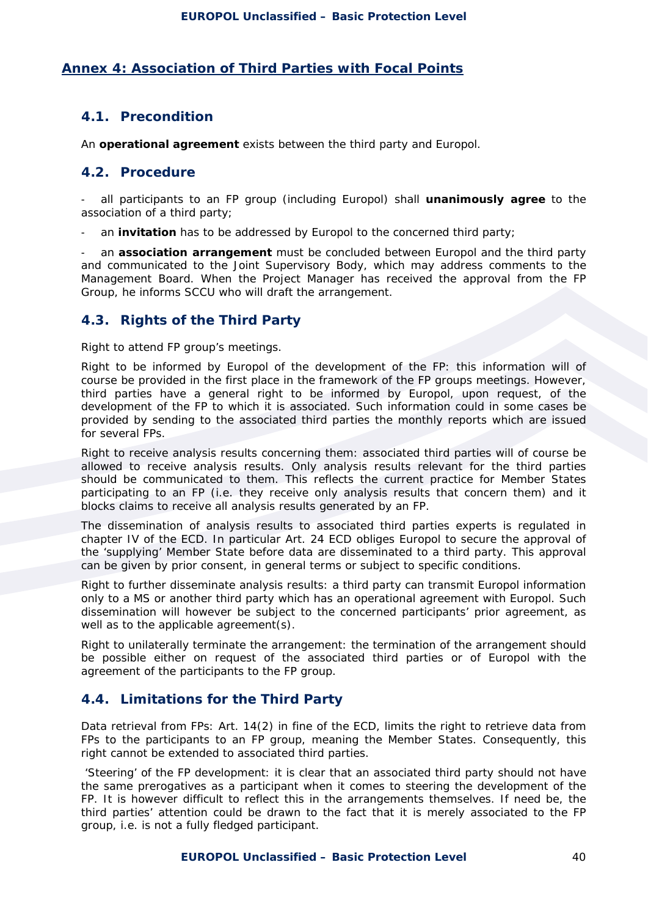## Annex 4: Association of Third Parties with Focal Points

### 4.1. Precondition

An **operational agreement** exists between the third party and Europol.

### 4.2. Procedure

- all participants to an FP group (including Europol) shall **unanimously agree** to the association of a third party;
- an **invitation** has to be addressed by Europol to the concerned third party;
- an **association arrangement** must be concluded between Europol and the third party and communicated to the Joint Supervisory Body, which may address comments to the Management Board. When the Project Manager has received the approval from the FP Group, he informs SCCU who will draft the arrangement.

### 4.3. Rights of the Third Party

Right to attend FP group's meetings.

Right to be informed by Europol of the development of the FP: this information will of course be provided in the first place in the framework of the FP groups meetings. However, third parties have a general right to be informed by Europol, upon request, of the development of the FP to which it is associated. Such information could in some cases be provided by sending to the associated third parties the monthly reports which are issued for several FPs.

Right to receive analysis results concerning them: associated third parties will of course be allowed to receive analysis results. Only analysis results relevant for the third parties should be communicated to them. This reflects the current practice for Member States participating to an FP (i.e. they receive only analysis results that concern them) and it blocks claims to receive all analysis results generated by an FP.

The dissemination of analysis results to associated third parties experts is regulated in chapter IV of the ECD. In particular Art. 24 ECD obliges Europol to secure the approval of the 'supplying' Member State before data are disseminated to a third party. This approval can be given by prior consent, in general terms or subject to specific conditions.

Right to further disseminate analysis results: a third party can transmit Europol information only to a MS or another third party which has an operational agreement with Europol. Such dissemination will however be subject to the concerned participants' prior agreement, as well as to the applicable agreement(s).

Right to unilaterally terminate the arrangement: the termination of the arrangement should be possible either on request of the associated third parties or of Europol with the agreement of the participants to the FP group.

### 4.4. Limitations for the Third Party

Data retrieval from FPs: Art. 14(2) in fine of the ECD, limits the right to retrieve data from FPs to the participants to an FP group, meaning the Member States. Consequently, this right cannot be extended to associated third parties.

'Steering' of the FP development: it is clear that an associated third party should not have the same prerogatives as a participant when it comes to steering the development of the FP. It is however difficult to reflect this in the arrangements themselves. If need be, the third parties' attention could be drawn to the fact that it is merely associated to the FP group, i.e. is not a fully fledged participant.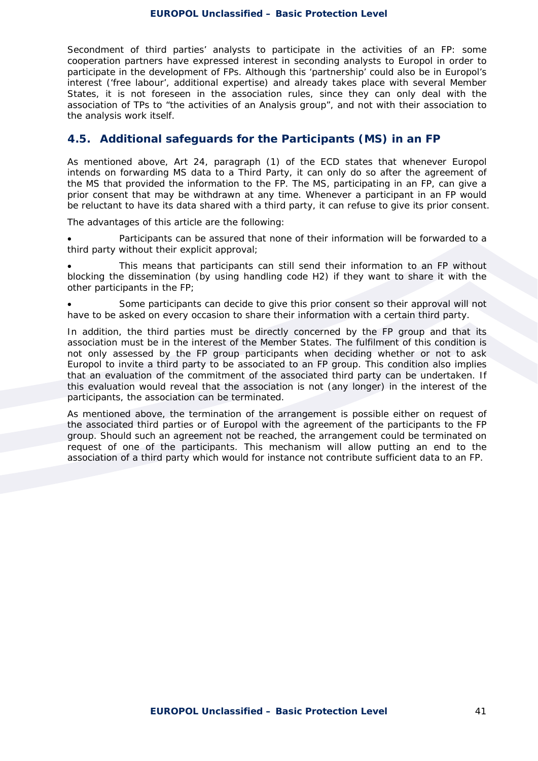Secondment of third parties' analysts to participate in the activities of an FP: some cooperation partners have expressed interest in seconding analysts to Europol in order to participate in the development of FPs. Although this 'partnership' could also be in Europol's interest ('free labour', additional expertise) and already takes place with several Member States, it is not foreseen in the association rules, since they can only deal with the association of TPs to "the activities of an Analysis group", and not with their association to the analysis work itself.

## 4.5. Additional safeguards for the Participants (MS) in an FP

As mentioned above, Art 24, paragraph (1) of the ECD states that whenever Europol intends on forwarding MS data to a Third Party, it can only do so after the agreement of the MS that provided the information to the FP. The MS, participating in an FP, can give a prior consent that may be withdrawn at any time. Whenever a participant in an FP would be reluctant to have its data shared with a third party, it can refuse to give its prior consent.

The advantages of this article are the following:

- Participants can be assured that none of their information will be forwarded to a third party without their explicit approval;
- This means that participants can still send their information to an FP without blocking the dissemination (by using handling code H2) if they want to share it with the other participants in the FP;
- Some participants can decide to give this prior consent so their approval will not have to be asked on every occasion to share their information with a certain third party.

In addition, the third parties must be directly concerned by the FP group and that its association must be in the interest of the Member States. The fulfilment of this condition is not only assessed by the FP group participants when deciding whether or not to ask Europol to invite a third party to be associated to an FP group. This condition also implies that an evaluation of the commitment of the associated third party can be undertaken. If this evaluation would reveal that the association is not (any longer) in the interest of the participants, the association can be terminated.

As mentioned above, the termination of the arrangement is possible either on request of the associated third parties or of Europol with the agreement of the participants to the FP group. Should such an agreement not be reached, the arrangement could be terminated on request of one of the participants. This mechanism will allow putting an end to the association of a third party which would for instance not contribute sufficient data to an FP.